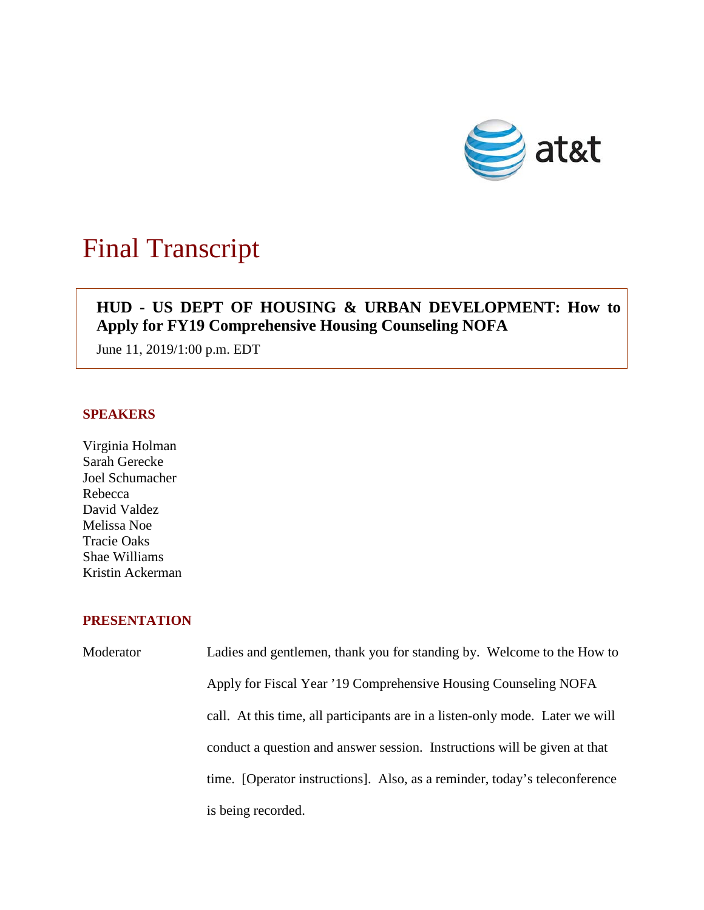# Final Transcript

**HUD - US DEPT OF HOUSING & URBAN DEVELOPMENT: How to Apply for FY19 Comprehensive Housing Counseling NOFA**

June 11, 2019/1:00 p.m. EDT

## SPEAKERS

Virginia Holman
Sarah Gerecke
Joel Schumacher
Rebecca
David Valdez
Melissa Noe
Tracie Oaks
Shae Williams
Kristin Ackerman

## PRESENTATION

Moderator Ladies and gentlemen, thank you for standing by. Welcome to the How to Apply for Fiscal Year '19 Comprehensive Housing Counseling NOFA call. At this time, all participants are in a listen-only mode. Later we will conduct a question and answer session. Instructions will be given at that time. [Operator instructions]. Also, as a reminder, today's teleconference is being recorded.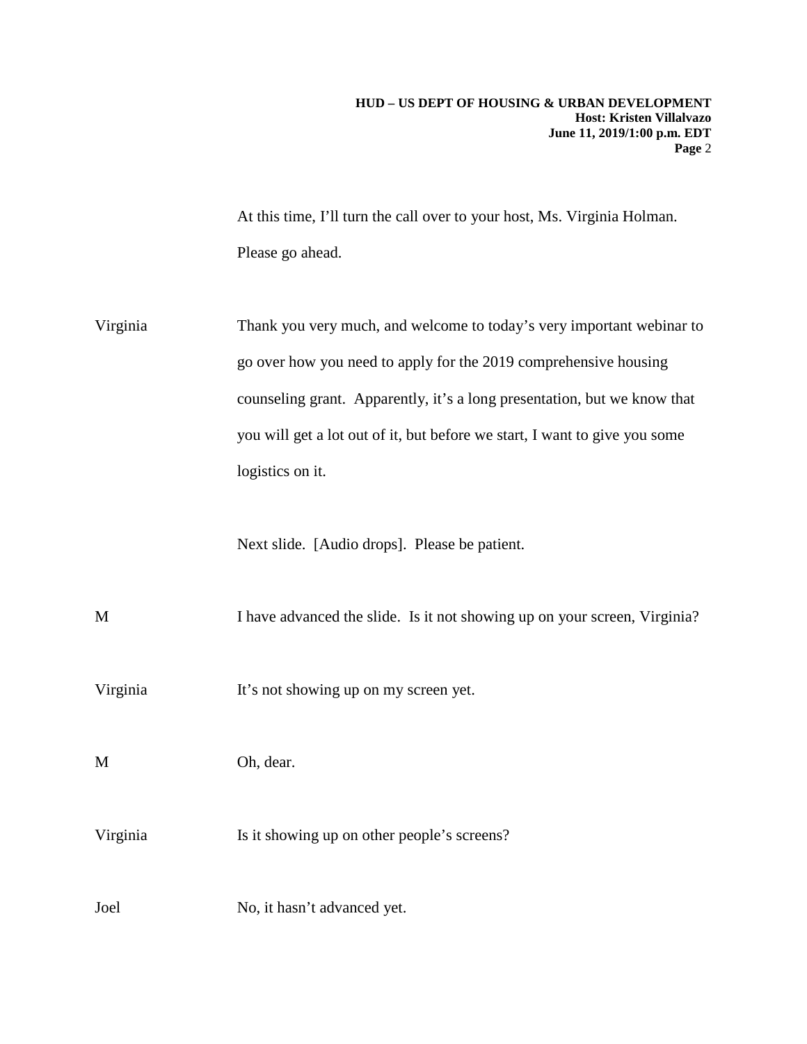At this time, I'll turn the call over to your host, Ms. Virginia Holman. Please go ahead.

Virginia Thank you very much, and welcome to today's very important webinar to go over how you need to apply for the 2019 comprehensive housing counseling grant. Apparently, it's a long presentation, but we know that you will get a lot out of it, but before we start, I want to give you some logistics on it.

Next slide. [Audio drops]. Please be patient.

M I have advanced the slide. Is it not showing up on your screen, Virginia?

Virginia It's not showing up on my screen yet.

M Oh, dear.

Virginia Is it showing up on other people's screens?

Joel No, it hasn't advanced yet.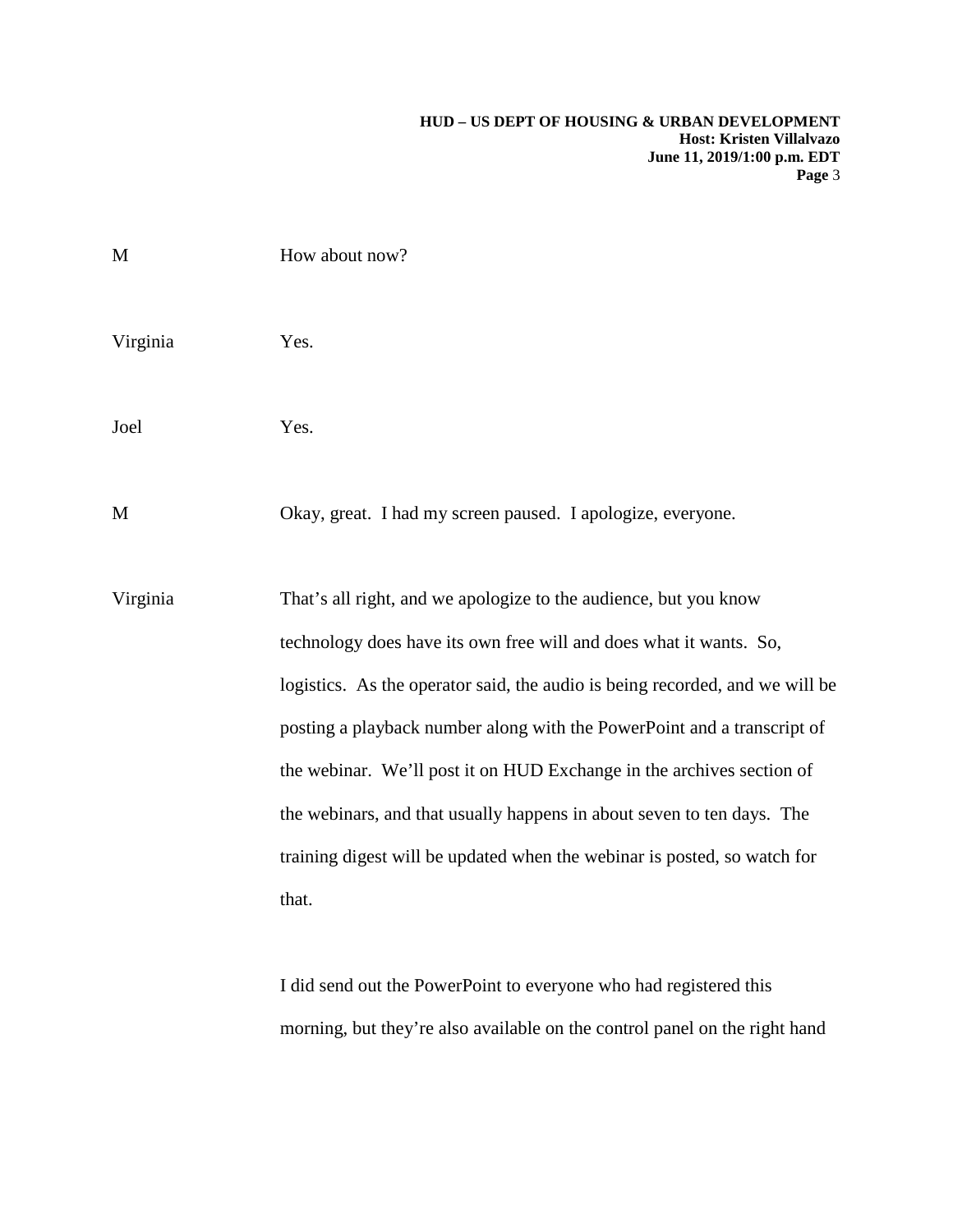M How about now?

Virginia Yes.

Joel Yes.

M Okay, great. I had my screen paused. I apologize, everyone.

Virginia That's all right, and we apologize to the audience, but you know technology does have its own free will and does what it wants. So, logistics. As the operator said, the audio is being recorded, and we will be posting a playback number along with the PowerPoint and a transcript of the webinar. We'll post it on HUD Exchange in the archives section of the webinars, and that usually happens in about seven to ten days. The training digest will be updated when the webinar is posted, so watch for that.

I did send out the PowerPoint to everyone who had registered this morning, but they're also available on the control panel on the right hand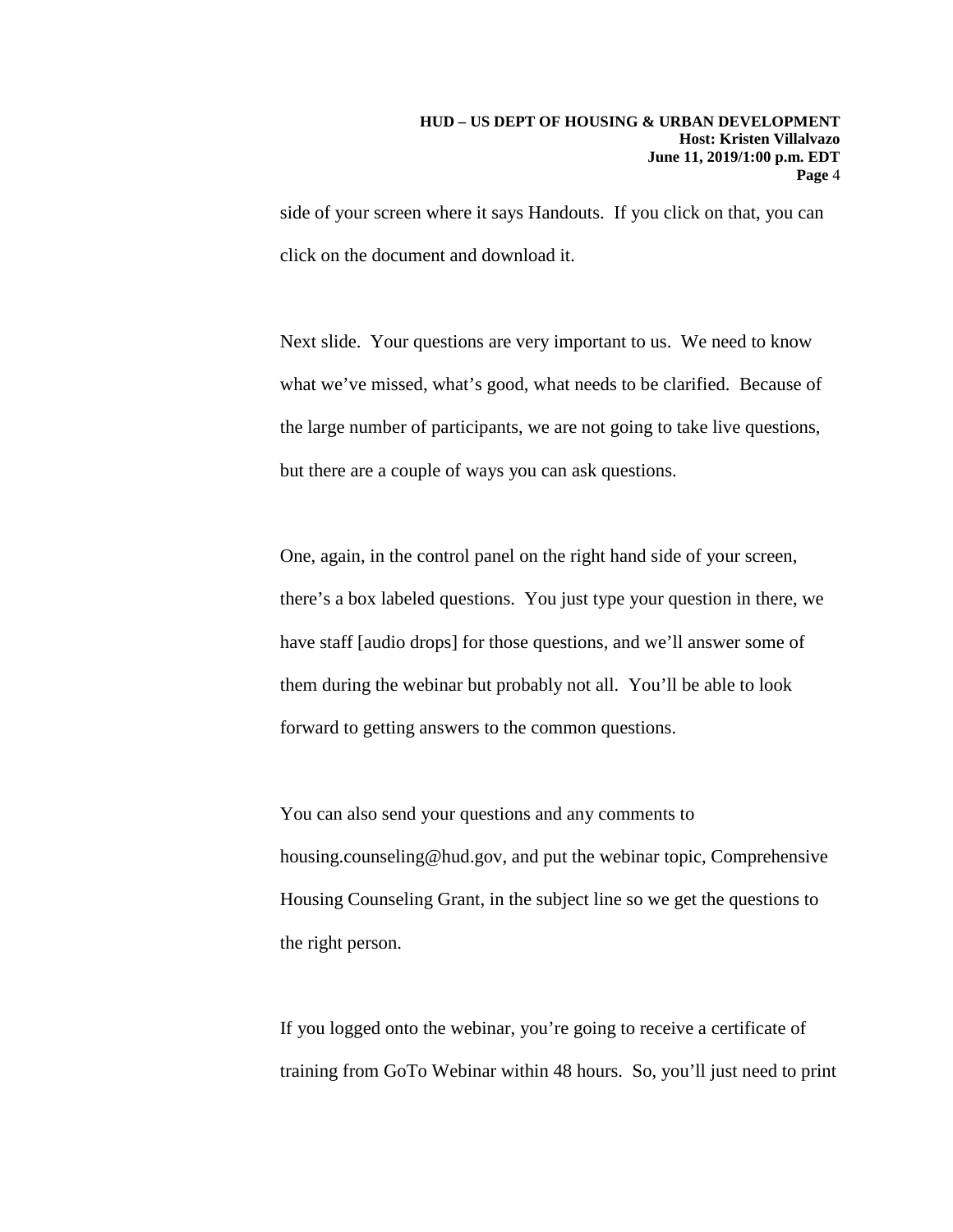side of your screen where it says Handouts. If you click on that, you can click on the document and download it.

Next slide. Your questions are very important to us. We need to know what we've missed, what's good, what needs to be clarified. Because of the large number of participants, we are not going to take live questions, but there are a couple of ways you can ask questions.

One, again, in the control panel on the right hand side of your screen, there's a box labeled questions. You just type your question in there, we have staff [audio drops] for those questions, and we'll answer some of them during the webinar but probably not all. You'll be able to look forward to getting answers to the common questions.

You can also send your questions and any comments to housing.counseling@hud.gov, and put the webinar topic, Comprehensive Housing Counseling Grant, in the subject line so we get the questions to the right person.

If you logged onto the webinar, you're going to receive a certificate of training from GoTo Webinar within 48 hours. So, you'll just need to print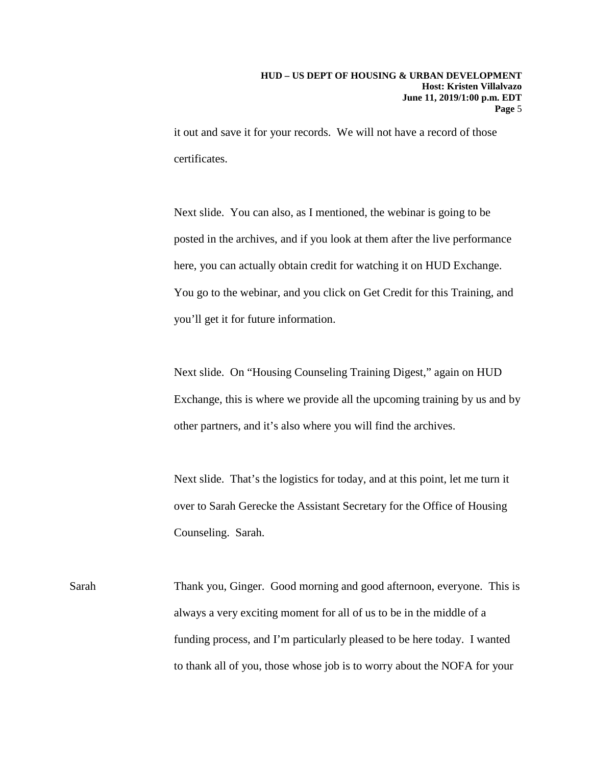it out and save it for your records. We will not have a record of those certificates.

Next slide. You can also, as I mentioned, the webinar is going to be posted in the archives, and if you look at them after the live performance here, you can actually obtain credit for watching it on HUD Exchange. You go to the webinar, and you click on Get Credit for this Training, and you'll get it for future information.

Next slide. On "Housing Counseling Training Digest," again on HUD Exchange, this is where we provide all the upcoming training by us and by other partners, and it's also where you will find the archives.

Next slide. That's the logistics for today, and at this point, let me turn it over to Sarah Gerecke the Assistant Secretary for the Office of Housing Counseling. Sarah.

Sarah Thank you, Ginger. Good morning and good afternoon, everyone. This is always a very exciting moment for all of us to be in the middle of a funding process, and I'm particularly pleased to be here today. I wanted to thank all of you, those whose job is to worry about the NOFA for your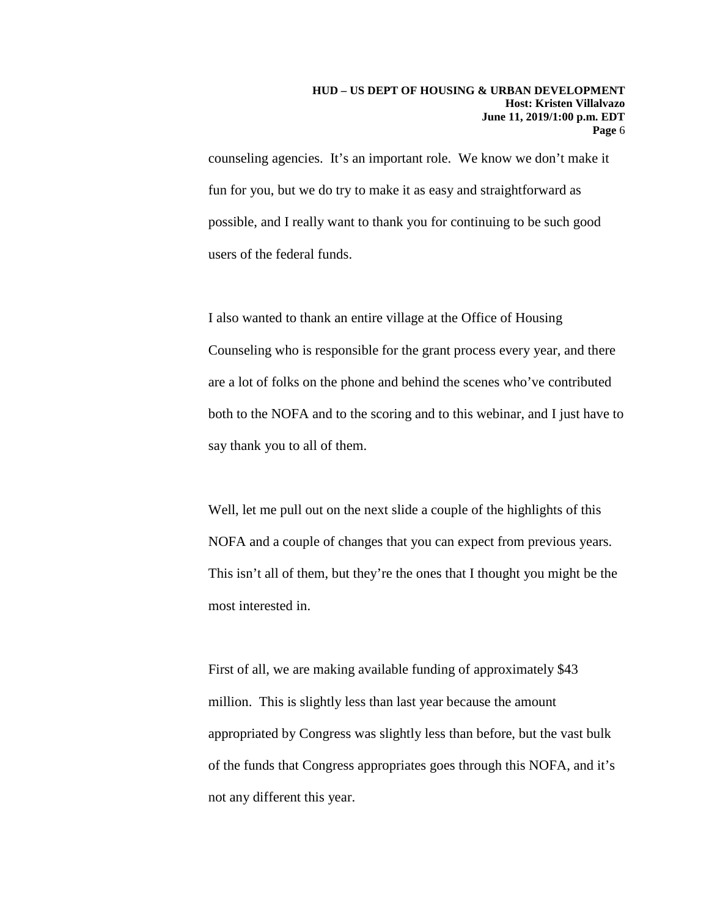counseling agencies. It's an important role. We know we don't make it fun for you, but we do try to make it as easy and straightforward as possible, and I really want to thank you for continuing to be such good users of the federal funds.

I also wanted to thank an entire village at the Office of Housing Counseling who is responsible for the grant process every year, and there are a lot of folks on the phone and behind the scenes who've contributed both to the NOFA and to the scoring and to this webinar, and I just have to say thank you to all of them.

Well, let me pull out on the next slide a couple of the highlights of this NOFA and a couple of changes that you can expect from previous years. This isn't all of them, but they're the ones that I thought you might be the most interested in.

First of all, we are making available funding of approximately $43 million. This is slightly less than last year because the amount appropriated by Congress was slightly less than before, but the vast bulk of the funds that Congress appropriates goes through this NOFA, and it's not any different this year.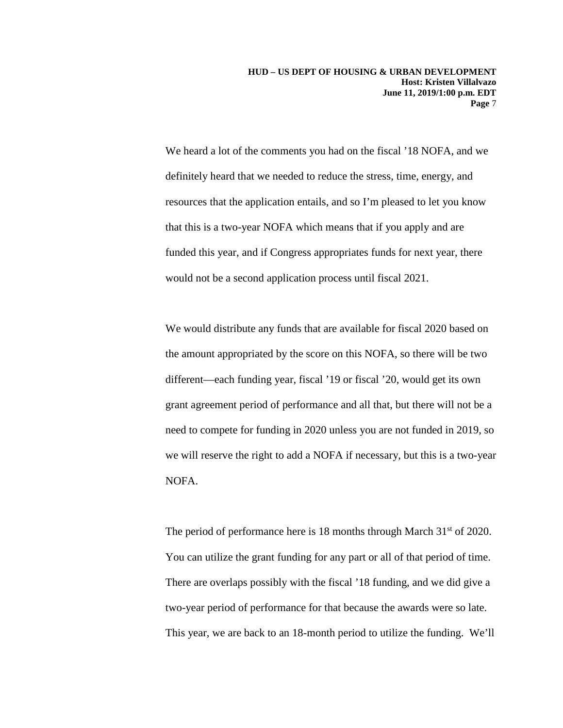We heard a lot of the comments you had on the fiscal '18 NOFA, and we definitely heard that we needed to reduce the stress, time, energy, and resources that the application entails, and so I'm pleased to let you know that this is a two-year NOFA which means that if you apply and are funded this year, and if Congress appropriates funds for next year, there would not be a second application process until fiscal 2021.

We would distribute any funds that are available for fiscal 2020 based on the amount appropriated by the score on this NOFA, so there will be two different—each funding year, fiscal '19 or fiscal '20, would get its own grant agreement period of performance and all that, but there will not be a need to compete for funding in 2020 unless you are not funded in 2019, so we will reserve the right to add a NOFA if necessary, but this is a two-year NOFA.

The period of performance here is 18 months through March 31st of 2020. You can utilize the grant funding for any part or all of that period of time. There are overlaps possibly with the fiscal '18 funding, and we did give a two-year period of performance for that because the awards were so late. This year, we are back to an 18-month period to utilize the funding. We'll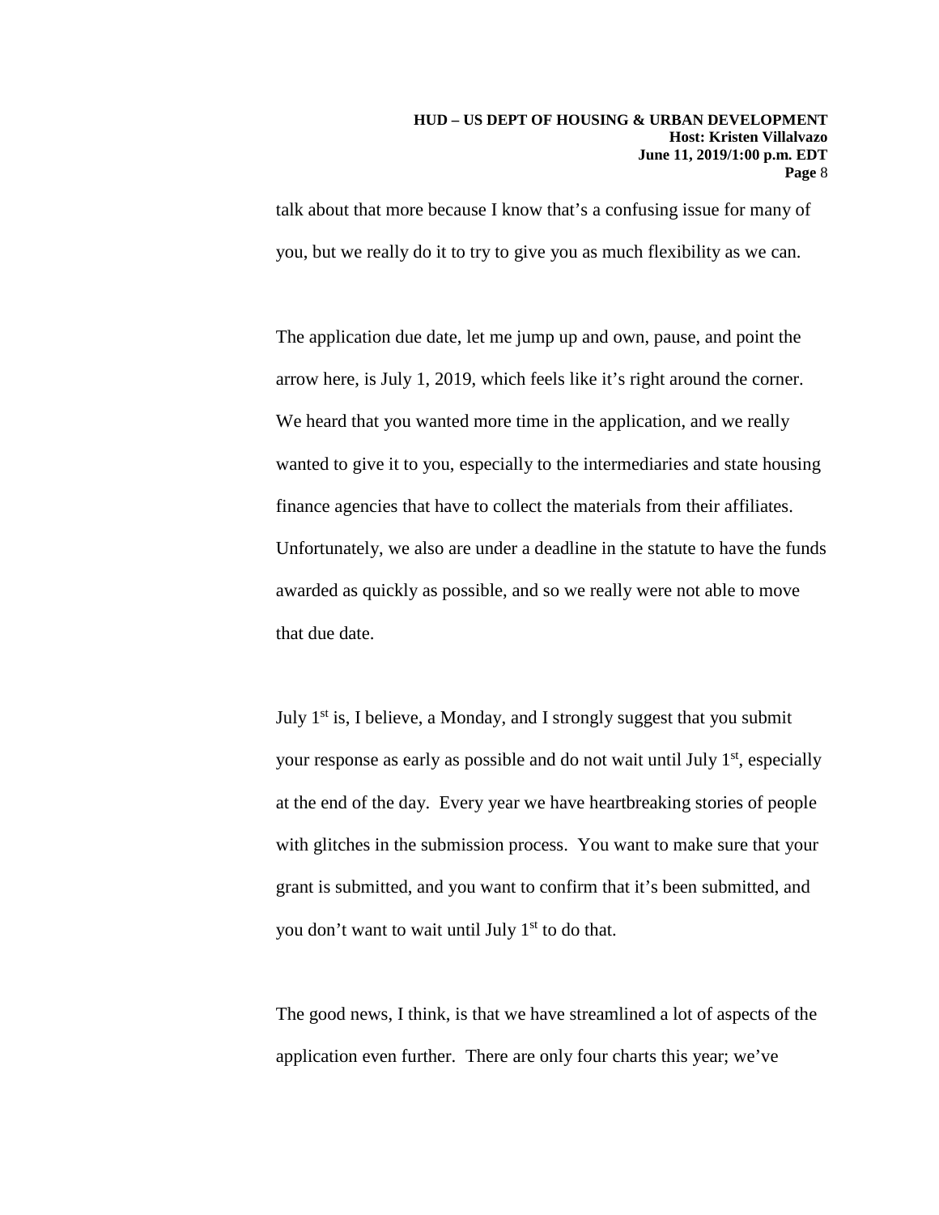talk about that more because I know that's a confusing issue for many of you, but we really do it to try to give you as much flexibility as we can.

The application due date, let me jump up and own, pause, and point the arrow here, is July 1, 2019, which feels like it's right around the corner. We heard that you wanted more time in the application, and we really wanted to give it to you, especially to the intermediaries and state housing finance agencies that have to collect the materials from their affiliates. Unfortunately, we also are under a deadline in the statute to have the funds awarded as quickly as possible, and so we really were not able to move that due date.

July 1st is, I believe, a Monday, and I strongly suggest that you submit your response as early as possible and do not wait until July 1st, especially at the end of the day. Every year we have heartbreaking stories of people with glitches in the submission process. You want to make sure that your grant is submitted, and you want to confirm that it's been submitted, and you don't want to wait until July 1st to do that.

The good news, I think, is that we have streamlined a lot of aspects of the application even further. There are only four charts this year; we've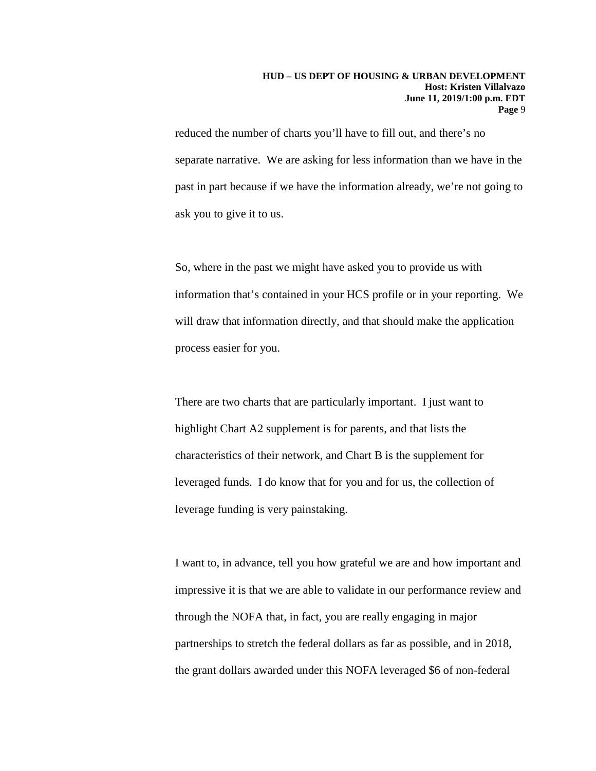reduced the number of charts you'll have to fill out, and there's no separate narrative. We are asking for less information than we have in the past in part because if we have the information already, we're not going to ask you to give it to us.

So, where in the past we might have asked you to provide us with information that's contained in your HCS profile or in your reporting. We will draw that information directly, and that should make the application process easier for you.

There are two charts that are particularly important. I just want to highlight Chart A2 supplement is for parents, and that lists the characteristics of their network, and Chart B is the supplement for leveraged funds. I do know that for you and for us, the collection of leverage funding is very painstaking.

I want to, in advance, tell you how grateful we are and how important and impressive it is that we are able to validate in our performance review and through the NOFA that, in fact, you are really engaging in major partnerships to stretch the federal dollars as far as possible, and in 2018, the grant dollars awarded under this NOFA leveraged $6 of non-federal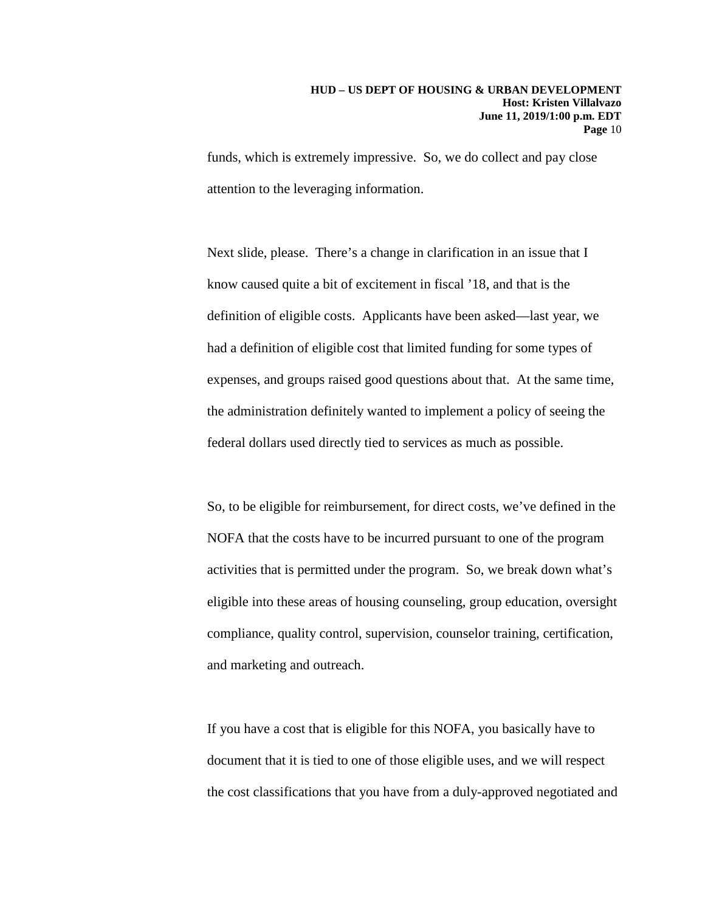funds, which is extremely impressive. So, we do collect and pay close attention to the leveraging information.

Next slide, please. There's a change in clarification in an issue that I know caused quite a bit of excitement in fiscal '18, and that is the definition of eligible costs. Applicants have been asked—last year, we had a definition of eligible cost that limited funding for some types of expenses, and groups raised good questions about that. At the same time, the administration definitely wanted to implement a policy of seeing the federal dollars used directly tied to services as much as possible.

So, to be eligible for reimbursement, for direct costs, we've defined in the NOFA that the costs have to be incurred pursuant to one of the program activities that is permitted under the program. So, we break down what's eligible into these areas of housing counseling, group education, oversight compliance, quality control, supervision, counselor training, certification, and marketing and outreach.

If you have a cost that is eligible for this NOFA, you basically have to document that it is tied to one of those eligible uses, and we will respect the cost classifications that you have from a duly-approved negotiated and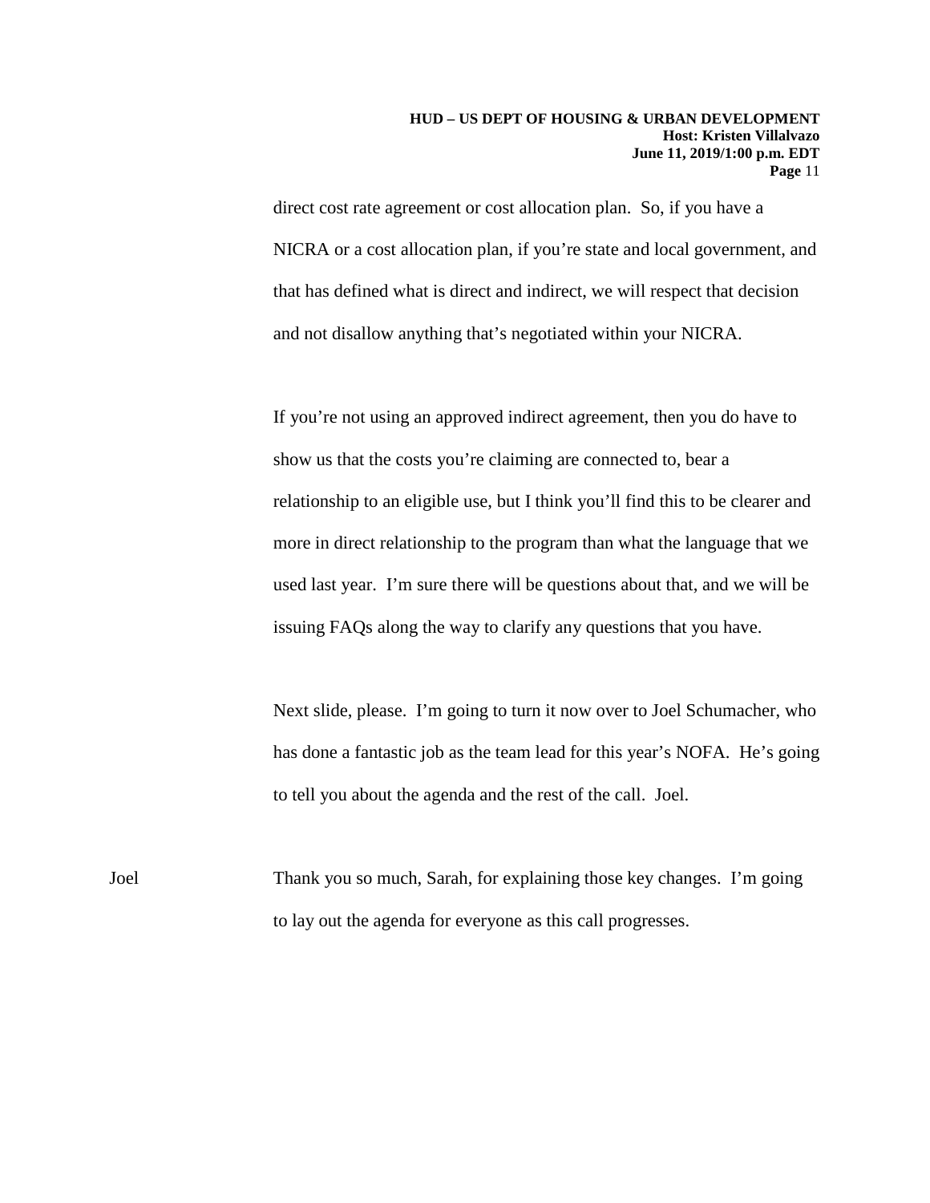direct cost rate agreement or cost allocation plan. So, if you have a NICRA or a cost allocation plan, if you're state and local government, and that has defined what is direct and indirect, we will respect that decision and not disallow anything that's negotiated within your NICRA.

If you're not using an approved indirect agreement, then you do have to show us that the costs you're claiming are connected to, bear a relationship to an eligible use, but I think you'll find this to be clearer and more in direct relationship to the program than what the language that we used last year. I'm sure there will be questions about that, and we will be issuing FAQs along the way to clarify any questions that you have.

Next slide, please. I'm going to turn it now over to Joel Schumacher, who has done a fantastic job as the team lead for this year's NOFA. He's going to tell you about the agenda and the rest of the call. Joel.

Joel: Thank you so much, Sarah, for explaining those key changes. I'm going to lay out the agenda for everyone as this call progresses.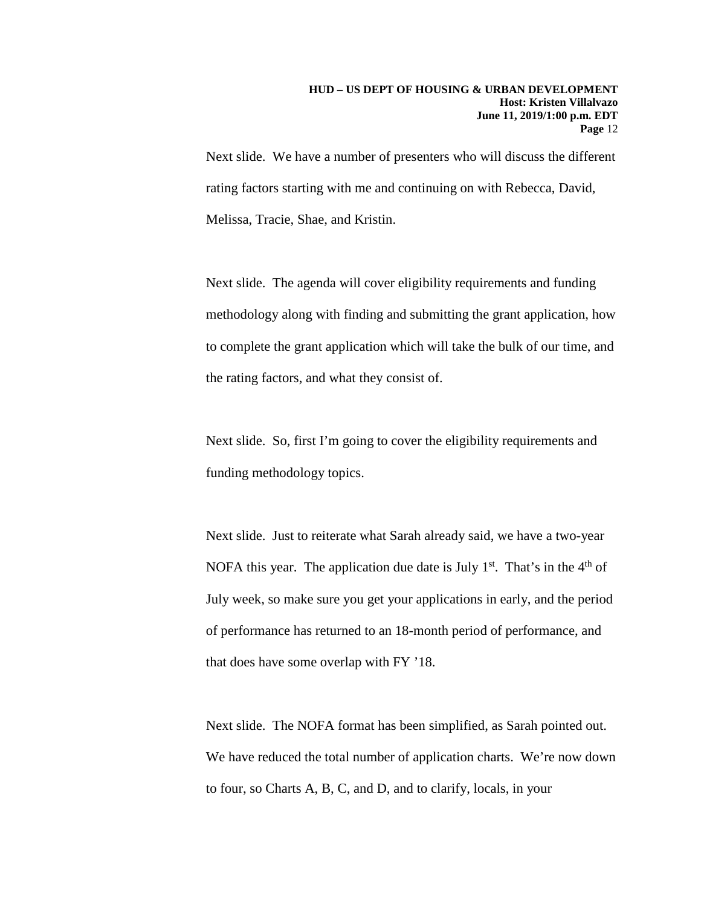Next slide. We have a number of presenters who will discuss the different rating factors starting with me and continuing on with Rebecca, David, Melissa, Tracie, Shae, and Kristin.

Next slide. The agenda will cover eligibility requirements and funding methodology along with finding and submitting the grant application, how to complete the grant application which will take the bulk of our time, and the rating factors, and what they consist of.

Next slide. So, first I'm going to cover the eligibility requirements and funding methodology topics.

Next slide. Just to reiterate what Sarah already said, we have a two-year NOFA this year. The application due date is July 1st. That's in the 4th of July week, so make sure you get your applications in early, and the period of performance has returned to an 18-month period of performance, and that does have some overlap with FY '18.

Next slide. The NOFA format has been simplified, as Sarah pointed out. We have reduced the total number of application charts. We're now down to four, so Charts A, B, C, and D, and to clarify, locals, in your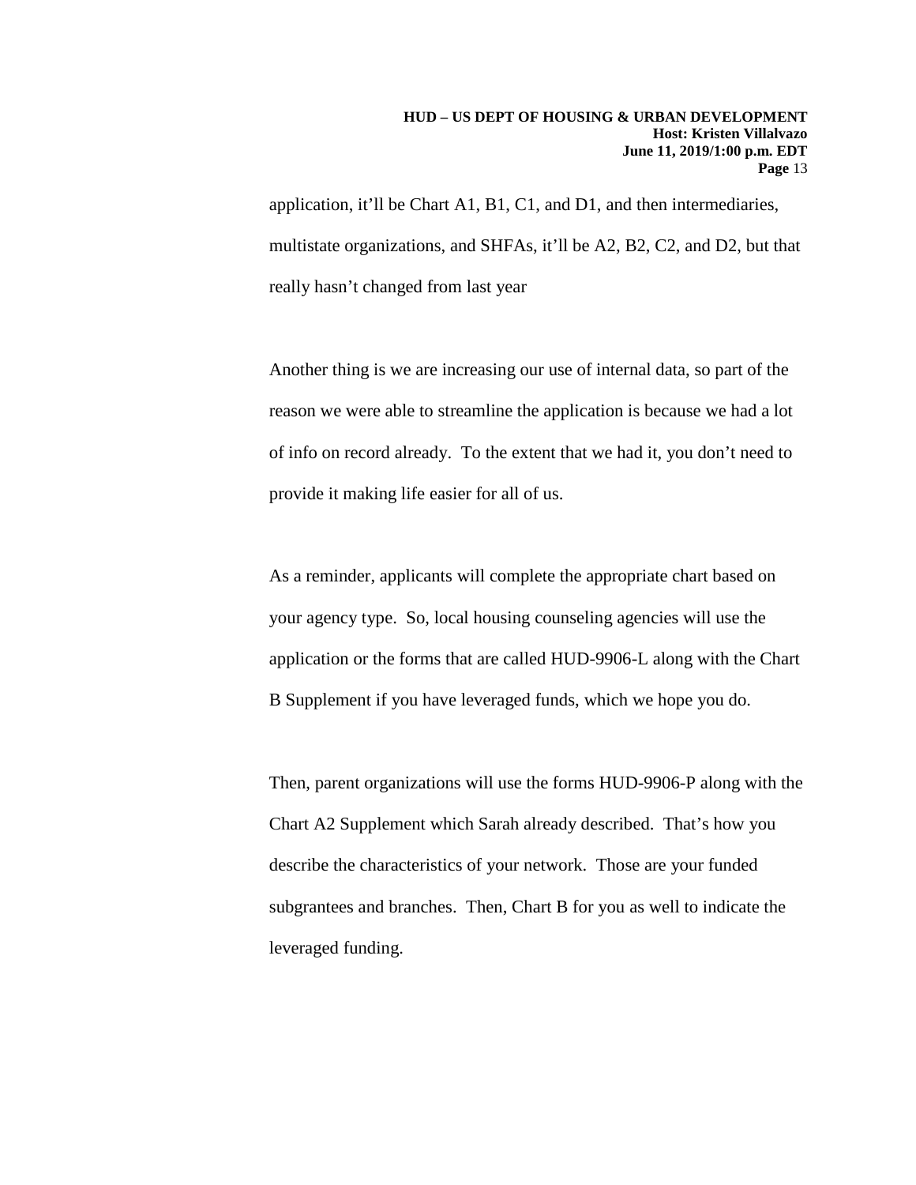application, it'll be Chart A1, B1, C1, and D1, and then intermediaries, multistate organizations, and SHFAs, it'll be A2, B2, C2, and D2, but that really hasn't changed from last year

Another thing is we are increasing our use of internal data, so part of the reason we were able to streamline the application is because we had a lot of info on record already. To the extent that we had it, you don't need to provide it making life easier for all of us.

As a reminder, applicants will complete the appropriate chart based on your agency type. So, local housing counseling agencies will use the application or the forms that are called HUD-9906-L along with the Chart B Supplement if you have leveraged funds, which we hope you do.

Then, parent organizations will use the forms HUD-9906-P along with the Chart A2 Supplement which Sarah already described. That's how you describe the characteristics of your network. Those are your funded subgrantees and branches. Then, Chart B for you as well to indicate the leveraged funding.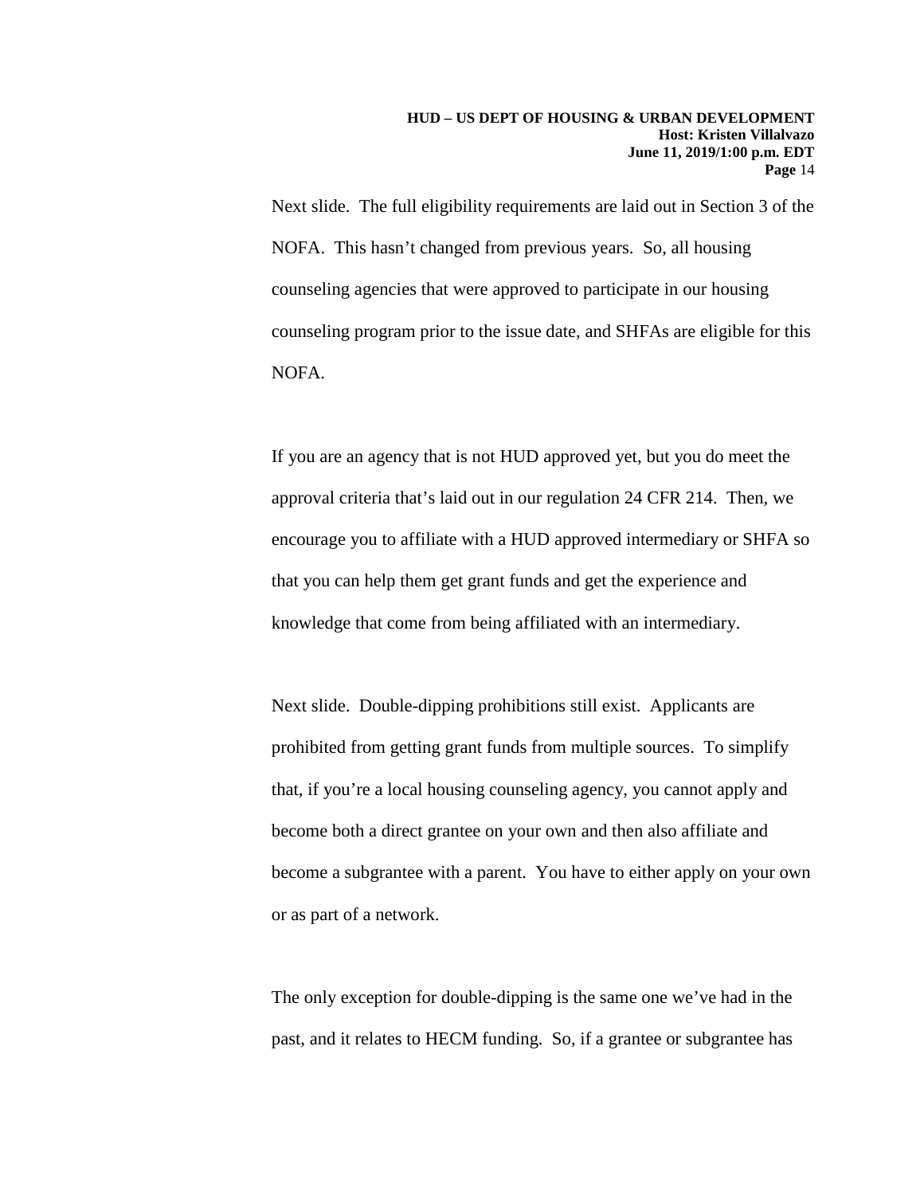Next slide. The full eligibility requirements are laid out in Section 3 of the NOFA. This hasn't changed from previous years. So, all housing counseling agencies that were approved to participate in our housing counseling program prior to the issue date, and SHFAs are eligible for this NOFA.

If you are an agency that is not HUD approved yet, but you do meet the approval criteria that's laid out in our regulation 24 CFR 214. Then, we encourage you to affiliate with a HUD approved intermediary or SHFA so that you can help them get grant funds and get the experience and knowledge that come from being affiliated with an intermediary.

Next slide. Double-dipping prohibitions still exist. Applicants are prohibited from getting grant funds from multiple sources. To simplify that, if you're a local housing counseling agency, you cannot apply and become both a direct grantee on your own and then also affiliate and become a subgrantee with a parent. You have to either apply on your own or as part of a network.

The only exception for double-dipping is the same one we've had in the past, and it relates to HECM funding. So, if a grantee or subgrantee has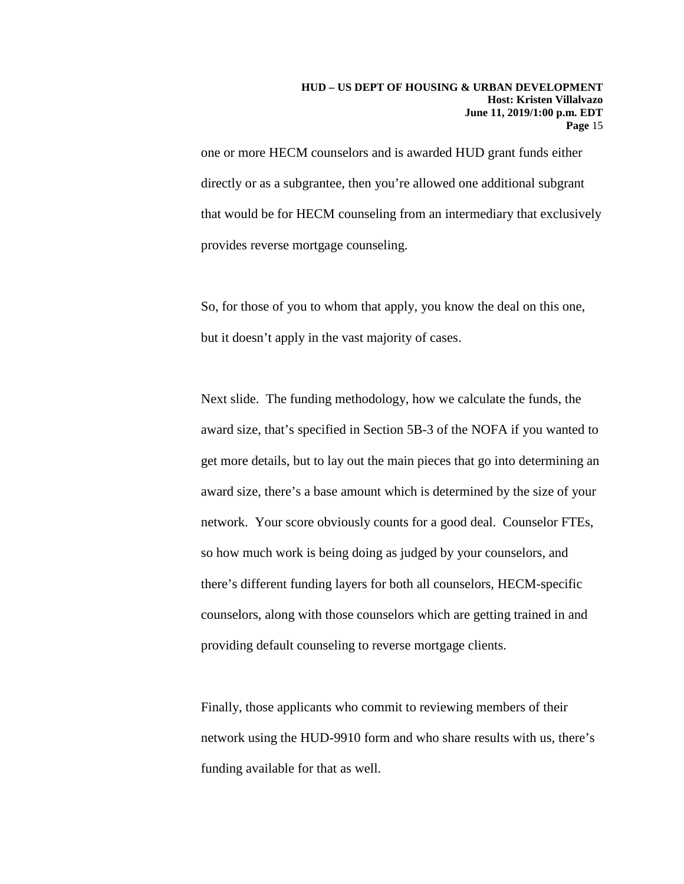one or more HECM counselors and is awarded HUD grant funds either directly or as a subgrantee, then you're allowed one additional subgrant that would be for HECM counseling from an intermediary that exclusively provides reverse mortgage counseling.

So, for those of you to whom that apply, you know the deal on this one, but it doesn't apply in the vast majority of cases.

Next slide. The funding methodology, how we calculate the funds, the award size, that's specified in Section 5B-3 of the NOFA if you wanted to get more details, but to lay out the main pieces that go into determining an award size, there's a base amount which is determined by the size of your network. Your score obviously counts for a good deal. Counselor FTEs, so how much work is being doing as judged by your counselors, and there's different funding layers for both all counselors, HECM-specific counselors, along with those counselors which are getting trained in and providing default counseling to reverse mortgage clients.

Finally, those applicants who commit to reviewing members of their network using the HUD-9910 form and who share results with us, there's funding available for that as well.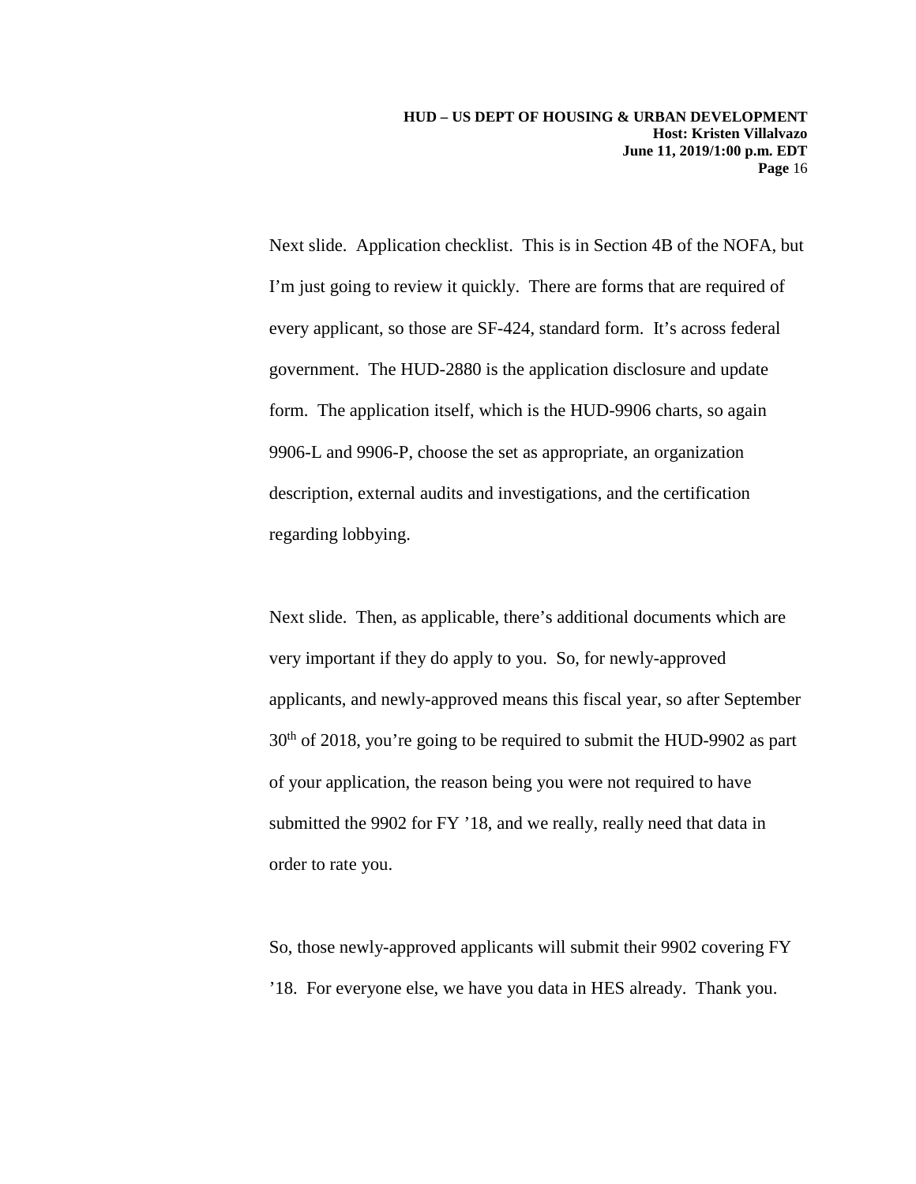Next slide. Application checklist. This is in Section 4B of the NOFA, but I'm just going to review it quickly. There are forms that are required of every applicant, so those are SF-424, standard form. It's across federal government. The HUD-2880 is the application disclosure and update form. The application itself, which is the HUD-9906 charts, so again 9906-L and 9906-P, choose the set as appropriate, an organization description, external audits and investigations, and the certification regarding lobbying.

Next slide. Then, as applicable, there's additional documents which are very important if they do apply to you. So, for newly-approved applicants, and newly-approved means this fiscal year, so after September 30th of 2018, you're going to be required to submit the HUD-9902 as part of your application, the reason being you were not required to have submitted the 9902 for FY '18, and we really, really need that data in order to rate you.

So, those newly-approved applicants will submit their 9902 covering FY '18. For everyone else, we have you data in HES already. Thank you.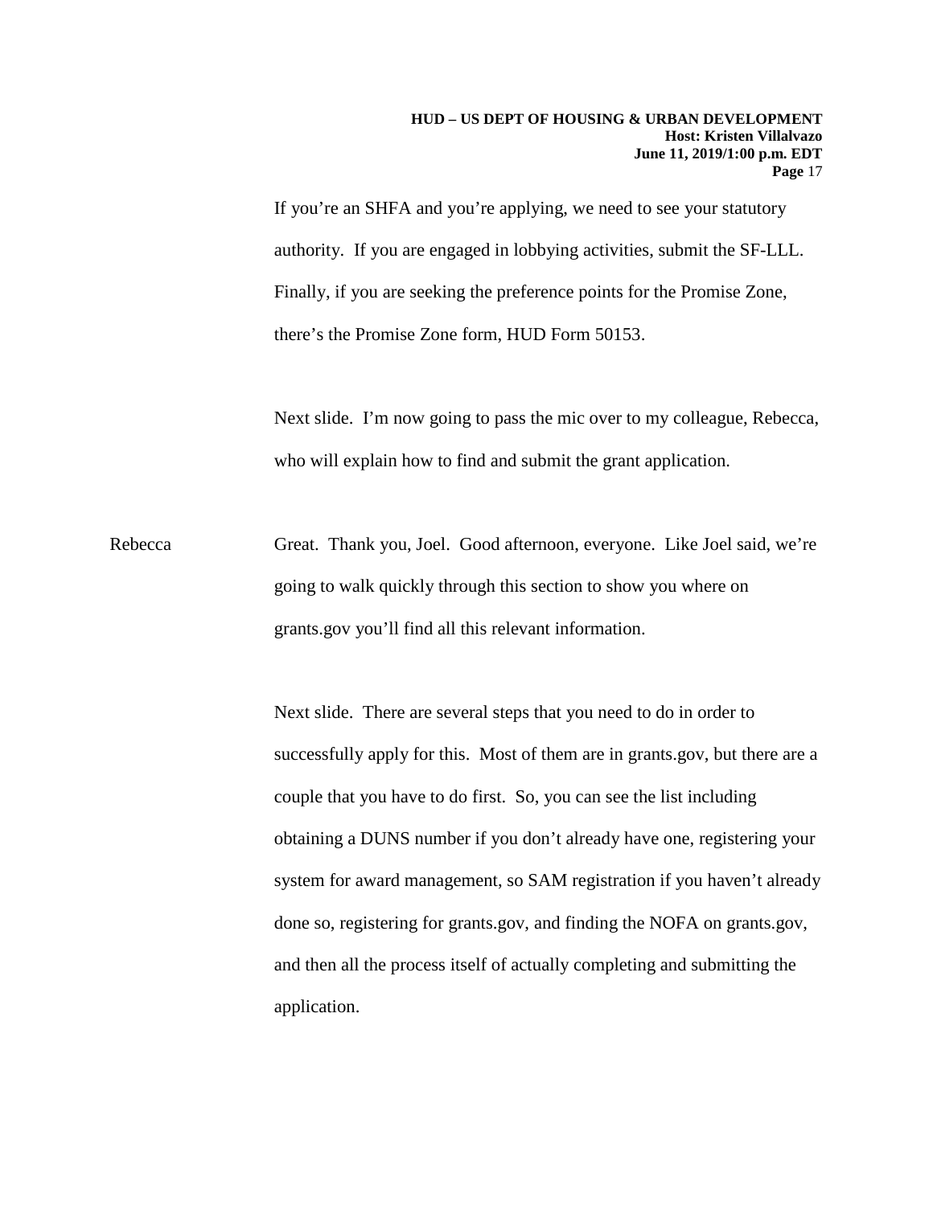If you're an SHFA and you're applying, we need to see your statutory authority. If you are engaged in lobbying activities, submit the SF-LLL. Finally, if you are seeking the preference points for the Promise Zone, there's the Promise Zone form, HUD Form 50153.

Next slide. I'm now going to pass the mic over to my colleague, Rebecca, who will explain how to find and submit the grant application.

Rebecca Great. Thank you, Joel. Good afternoon, everyone. Like Joel said, we're going to walk quickly through this section to show you where on grants.gov you'll find all this relevant information.

Next slide. There are several steps that you need to do in order to successfully apply for this. Most of them are in grants.gov, but there are a couple that you have to do first. So, you can see the list including obtaining a DUNS number if you don't already have one, registering your system for award management, so SAM registration if you haven't already done so, registering for grants.gov, and finding the NOFA on grants.gov, and then all the process itself of actually completing and submitting the application.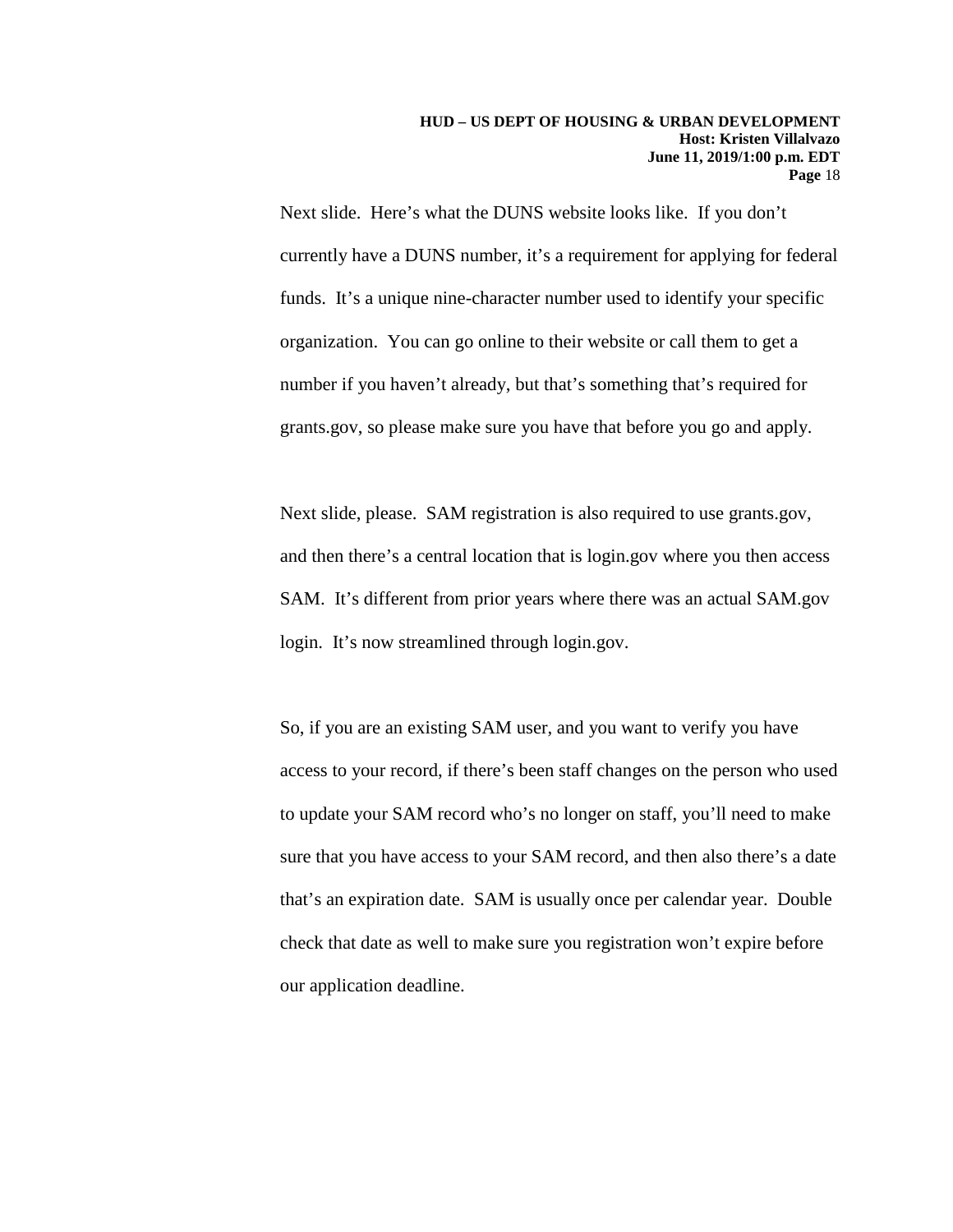Next slide. Here's what the DUNS website looks like. If you don't currently have a DUNS number, it's a requirement for applying for federal funds. It's a unique nine-character number used to identify your specific organization. You can go online to their website or call them to get a number if you haven't already, but that's something that's required for grants.gov, so please make sure you have that before you go and apply.

Next slide, please. SAM registration is also required to use grants.gov, and then there's a central location that is login.gov where you then access SAM. It's different from prior years where there was an actual SAM.gov login. It's now streamlined through login.gov.

So, if you are an existing SAM user, and you want to verify you have access to your record, if there's been staff changes on the person who used to update your SAM record who's no longer on staff, you'll need to make sure that you have access to your SAM record, and then also there's a date that's an expiration date. SAM is usually once per calendar year. Double check that date as well to make sure you registration won't expire before our application deadline.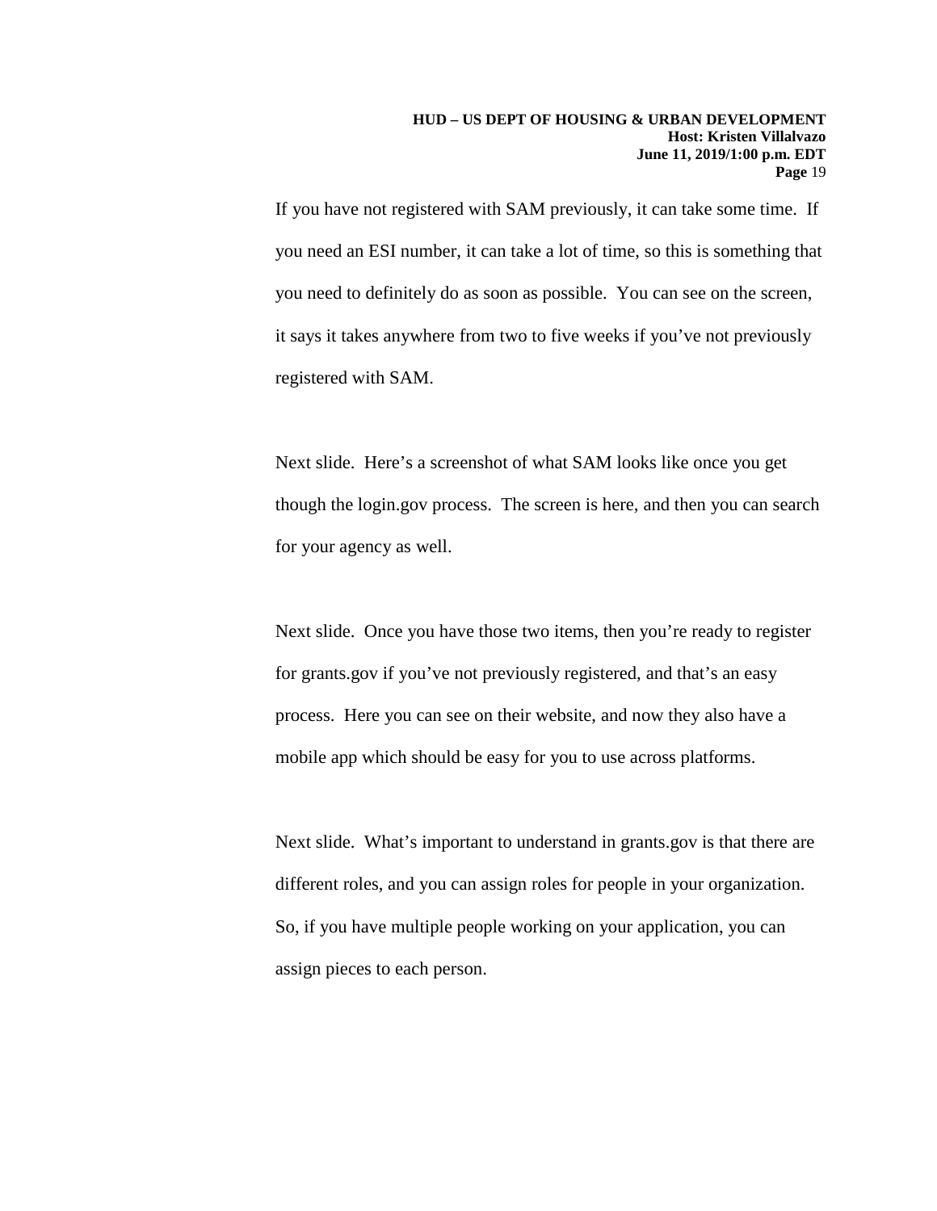If you have not registered with SAM previously, it can take some time. If you need an ESI number, it can take a lot of time, so this is something that you need to definitely do as soon as possible. You can see on the screen, it says it takes anywhere from two to five weeks if you've not previously registered with SAM.

Next slide. Here's a screenshot of what SAM looks like once you get though the login.gov process. The screen is here, and then you can search for your agency as well.

Next slide. Once you have those two items, then you're ready to register for grants.gov if you've not previously registered, and that's an easy process. Here you can see on their website, and now they also have a mobile app which should be easy for you to use across platforms.

Next slide. What's important to understand in grants.gov is that there are different roles, and you can assign roles for people in your organization. So, if you have multiple people working on your application, you can assign pieces to each person.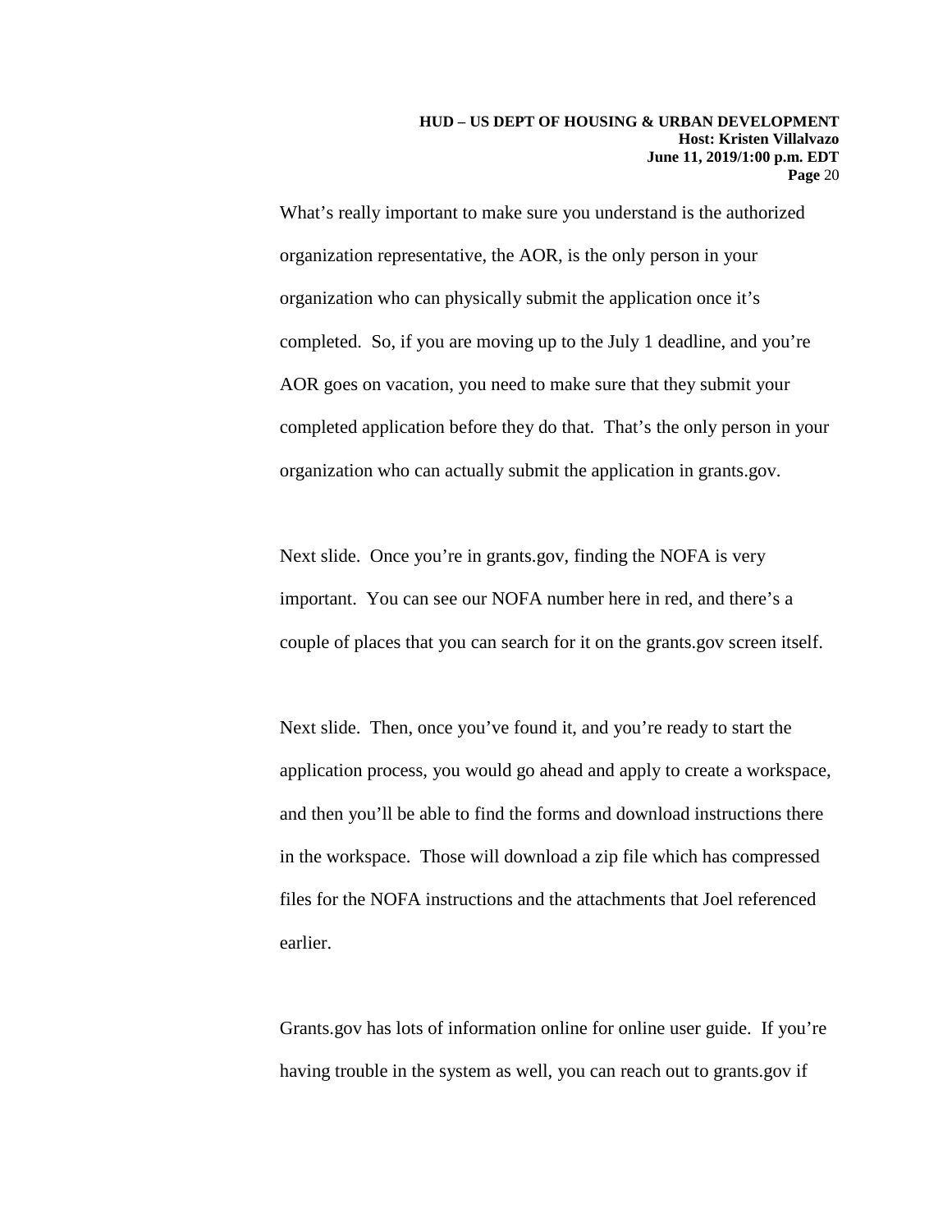What's really important to make sure you understand is the authorized organization representative, the AOR, is the only person in your organization who can physically submit the application once it's completed. So, if you are moving up to the July 1 deadline, and you're AOR goes on vacation, you need to make sure that they submit your completed application before they do that. That's the only person in your organization who can actually submit the application in grants.gov.

Next slide. Once you're in grants.gov, finding the NOFA is very important. You can see our NOFA number here in red, and there's a couple of places that you can search for it on the grants.gov screen itself.

Next slide. Then, once you've found it, and you're ready to start the application process, you would go ahead and apply to create a workspace, and then you'll be able to find the forms and download instructions there in the workspace. Those will download a zip file which has compressed files for the NOFA instructions and the attachments that Joel referenced earlier.

Grants.gov has lots of information online for online user guide. If you're having trouble in the system as well, you can reach out to grants.gov if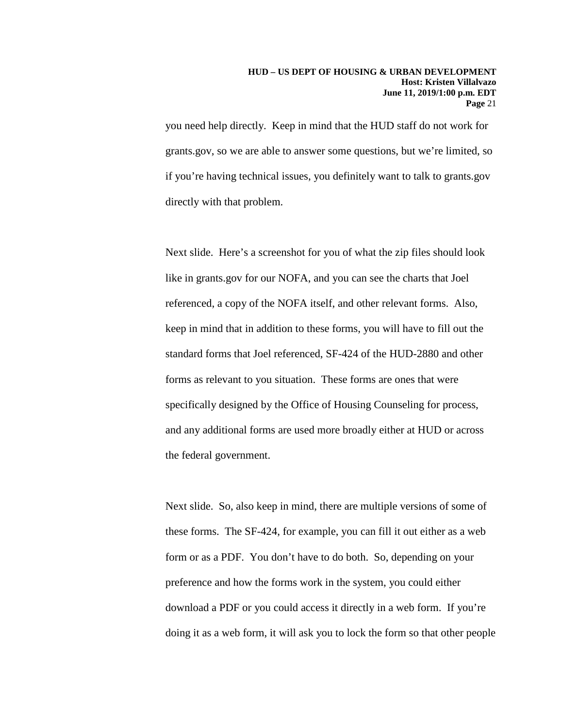you need help directly. Keep in mind that the HUD staff do not work for grants.gov, so we are able to answer some questions, but we're limited, so if you're having technical issues, you definitely want to talk to grants.gov directly with that problem.

Next slide. Here's a screenshot for you of what the zip files should look like in grants.gov for our NOFA, and you can see the charts that Joel referenced, a copy of the NOFA itself, and other relevant forms. Also, keep in mind that in addition to these forms, you will have to fill out the standard forms that Joel referenced, SF-424 of the HUD-2880 and other forms as relevant to you situation. These forms are ones that were specifically designed by the Office of Housing Counseling for process, and any additional forms are used more broadly either at HUD or across the federal government.

Next slide. So, also keep in mind, there are multiple versions of some of these forms. The SF-424, for example, you can fill it out either as a web form or as a PDF. You don't have to do both. So, depending on your preference and how the forms work in the system, you could either download a PDF or you could access it directly in a web form. If you're doing it as a web form, it will ask you to lock the form so that other people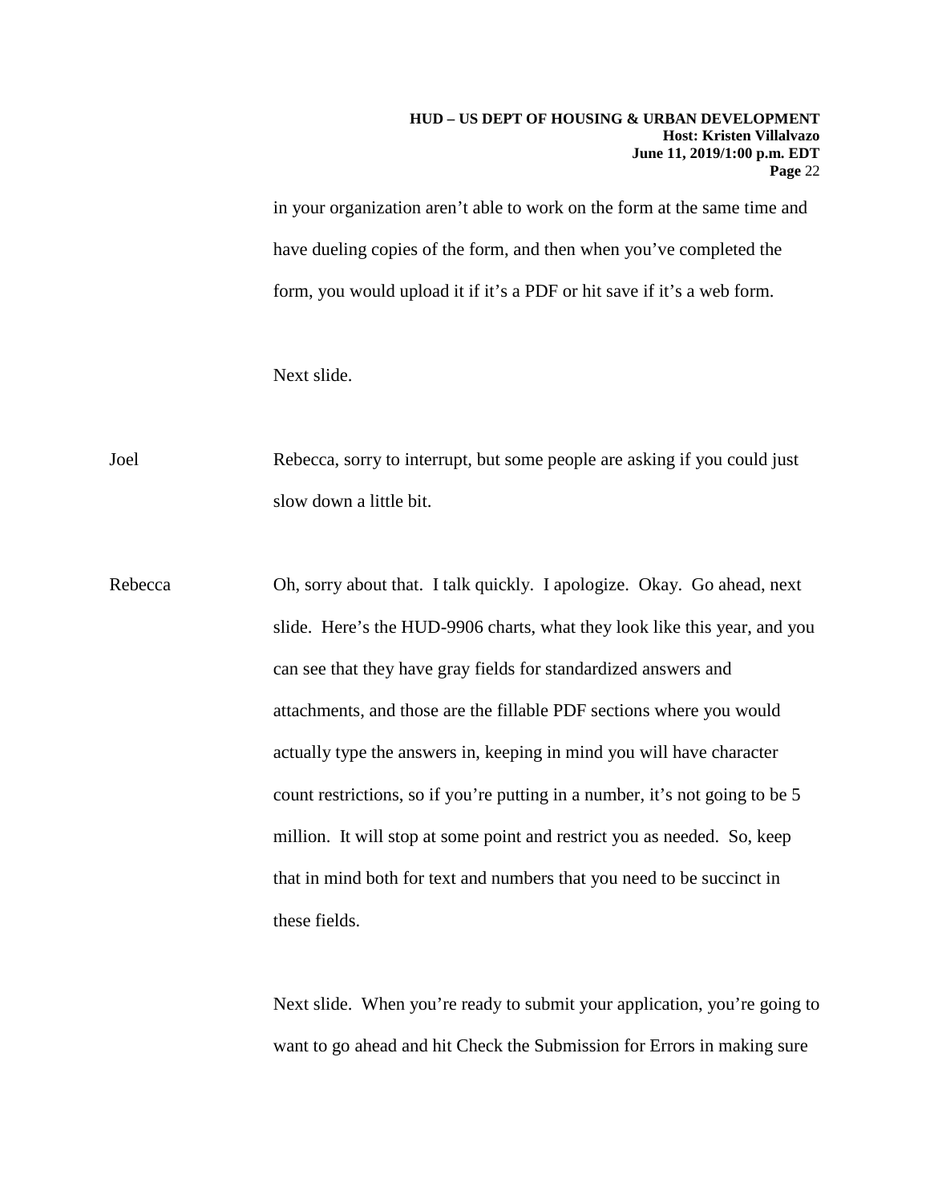in your organization aren't able to work on the form at the same time and have dueling copies of the form, and then when you've completed the form, you would upload it if it's a PDF or hit save if it's a web form.

Next slide.

Joel — Rebecca, sorry to interrupt, but some people are asking if you could just slow down a little bit.

Rebecca — Oh, sorry about that. I talk quickly. I apologize. Okay. Go ahead, next slide. Here's the HUD-9906 charts, what they look like this year, and you can see that they have gray fields for standardized answers and attachments, and those are the fillable PDF sections where you would actually type the answers in, keeping in mind you will have character count restrictions, so if you're putting in a number, it's not going to be 5 million. It will stop at some point and restrict you as needed. So, keep that in mind both for text and numbers that you need to be succinct in these fields.

Next slide. When you're ready to submit your application, you're going to want to go ahead and hit Check the Submission for Errors in making sure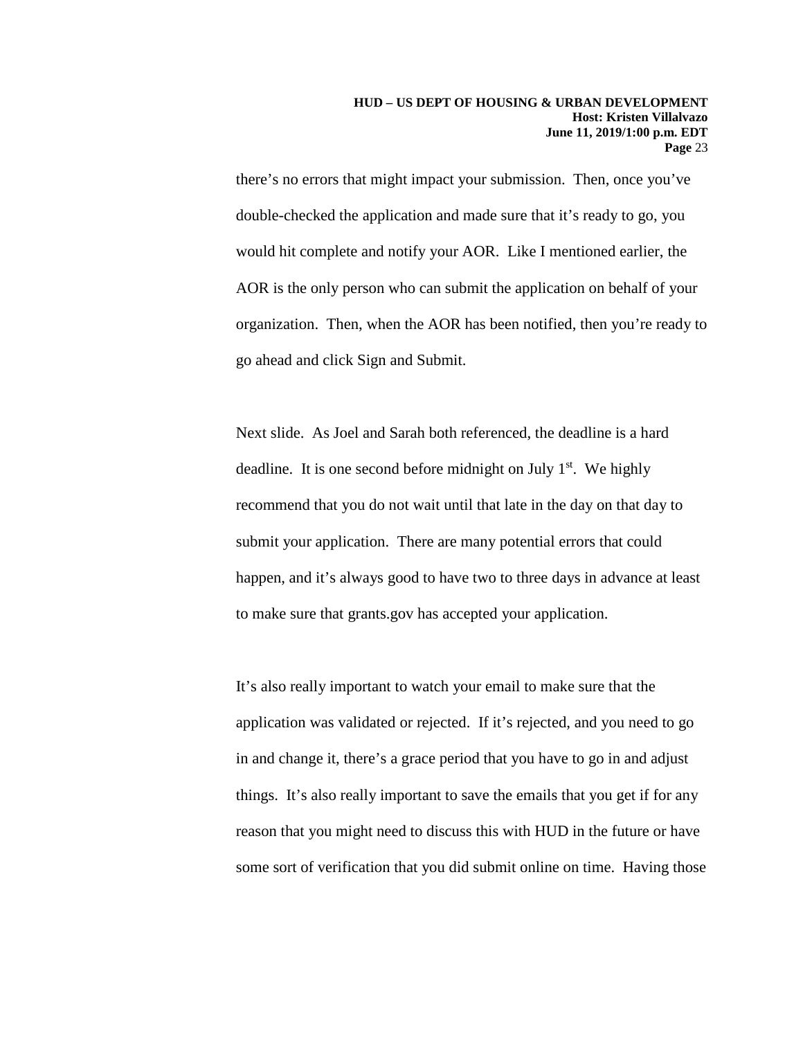there's no errors that might impact your submission. Then, once you've double-checked the application and made sure that it's ready to go, you would hit complete and notify your AOR. Like I mentioned earlier, the AOR is the only person who can submit the application on behalf of your organization. Then, when the AOR has been notified, then you're ready to go ahead and click Sign and Submit.

Next slide. As Joel and Sarah both referenced, the deadline is a hard deadline. It is one second before midnight on July 1st. We highly recommend that you do not wait until that late in the day on that day to submit your application. There are many potential errors that could happen, and it's always good to have two to three days in advance at least to make sure that grants.gov has accepted your application.

It's also really important to watch your email to make sure that the application was validated or rejected. If it's rejected, and you need to go in and change it, there's a grace period that you have to go in and adjust things. It's also really important to save the emails that you get if for any reason that you might need to discuss this with HUD in the future or have some sort of verification that you did submit online on time. Having those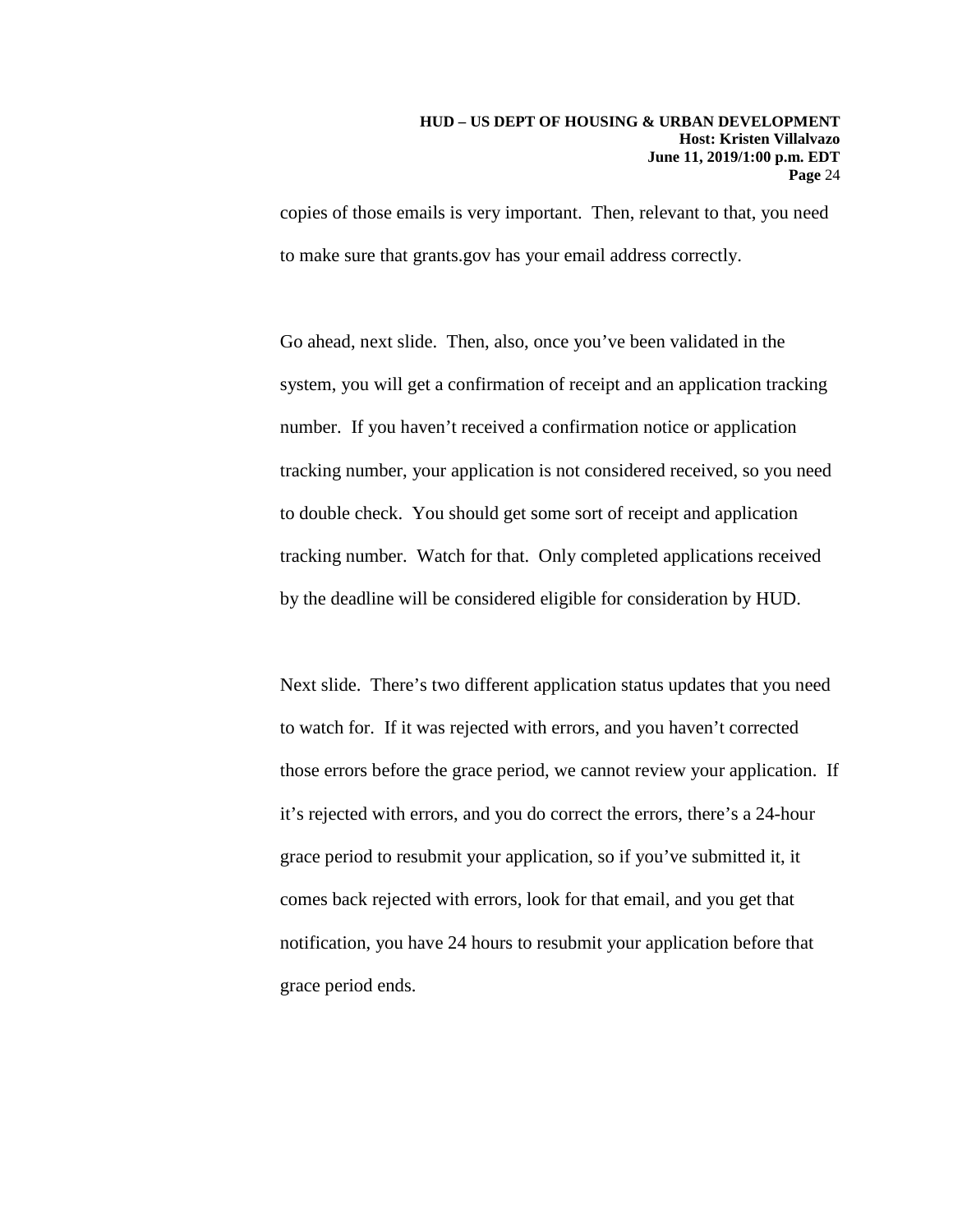copies of those emails is very important. Then, relevant to that, you need to make sure that grants.gov has your email address correctly.

Go ahead, next slide. Then, also, once you've been validated in the system, you will get a confirmation of receipt and an application tracking number. If you haven't received a confirmation notice or application tracking number, your application is not considered received, so you need to double check. You should get some sort of receipt and application tracking number. Watch for that. Only completed applications received by the deadline will be considered eligible for consideration by HUD.

Next slide. There's two different application status updates that you need to watch for. If it was rejected with errors, and you haven't corrected those errors before the grace period, we cannot review your application. If it's rejected with errors, and you do correct the errors, there's a 24-hour grace period to resubmit your application, so if you've submitted it, it comes back rejected with errors, look for that email, and you get that notification, you have 24 hours to resubmit your application before that grace period ends.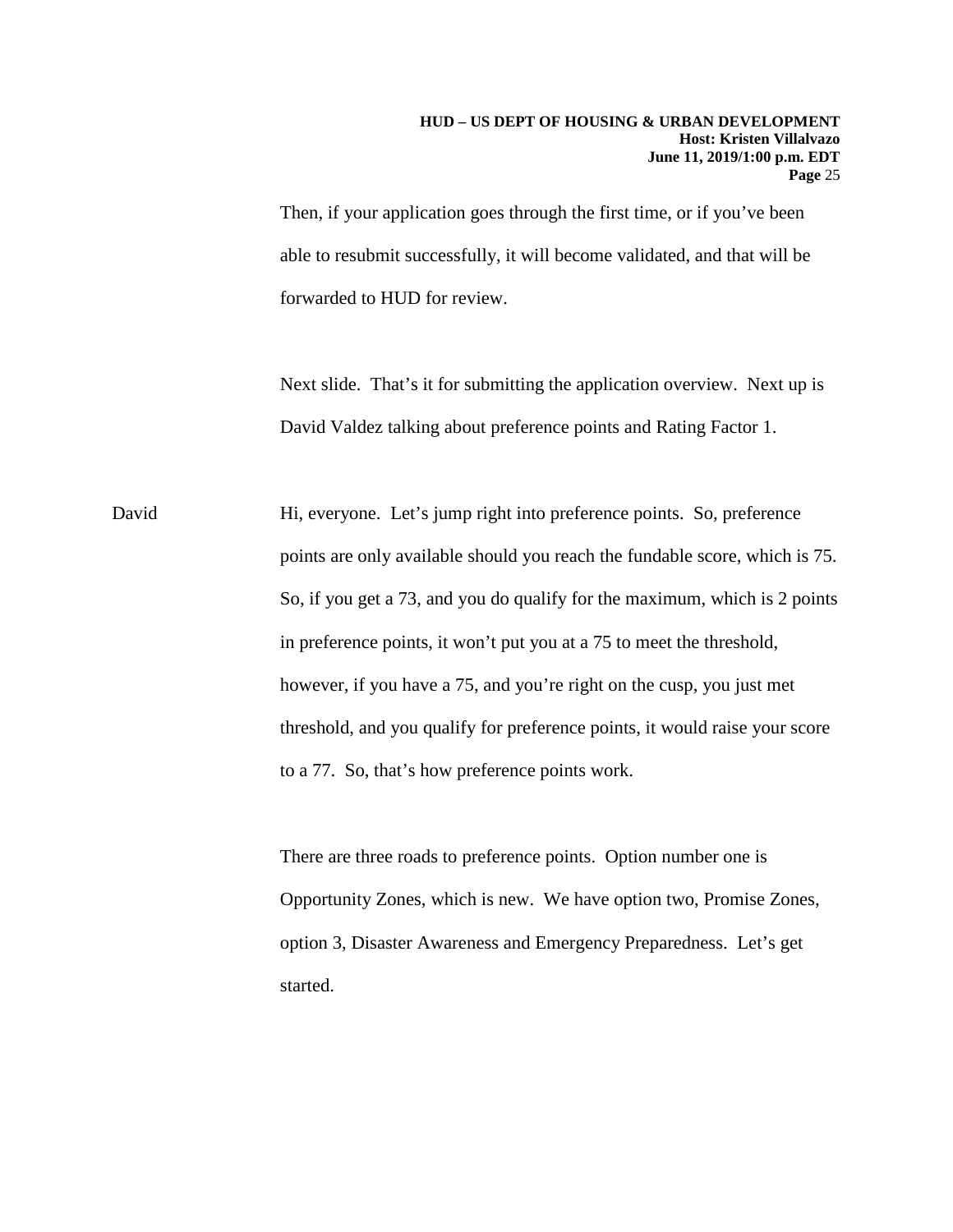Then, if your application goes through the first time, or if you've been able to resubmit successfully, it will become validated, and that will be forwarded to HUD for review.

Next slide. That's it for submitting the application overview. Next up is David Valdez talking about preference points and Rating Factor 1.

David: Hi, everyone. Let's jump right into preference points. So, preference points are only available should you reach the fundable score, which is 75. So, if you get a 73, and you do qualify for the maximum, which is 2 points in preference points, it won't put you at a 75 to meet the threshold, however, if you have a 75, and you're right on the cusp, you just met threshold, and you qualify for preference points, it would raise your score to a 77. So, that's how preference points work.

There are three roads to preference points. Option number one is Opportunity Zones, which is new. We have option two, Promise Zones, option 3, Disaster Awareness and Emergency Preparedness. Let's get started.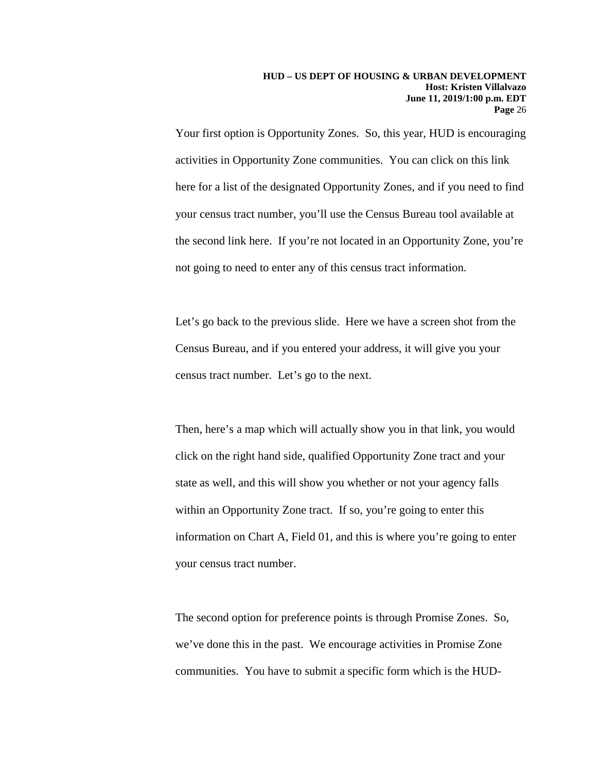Your first option is Opportunity Zones. So, this year, HUD is encouraging activities in Opportunity Zone communities. You can click on this link here for a list of the designated Opportunity Zones, and if you need to find your census tract number, you'll use the Census Bureau tool available at the second link here. If you're not located in an Opportunity Zone, you're not going to need to enter any of this census tract information.

Let's go back to the previous slide. Here we have a screen shot from the Census Bureau, and if you entered your address, it will give you your census tract number. Let's go to the next.

Then, here's a map which will actually show you in that link, you would click on the right hand side, qualified Opportunity Zone tract and your state as well, and this will show you whether or not your agency falls within an Opportunity Zone tract. If so, you're going to enter this information on Chart A, Field 01, and this is where you're going to enter your census tract number.

The second option for preference points is through Promise Zones. So, we've done this in the past. We encourage activities in Promise Zone communities. You have to submit a specific form which is the HUD-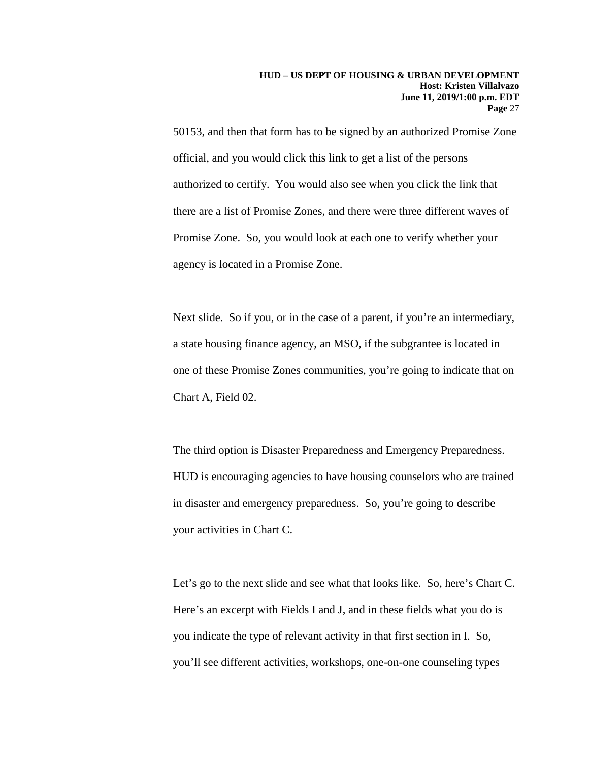50153, and then that form has to be signed by an authorized Promise Zone official, and you would click this link to get a list of the persons authorized to certify. You would also see when you click the link that there are a list of Promise Zones, and there were three different waves of Promise Zone. So, you would look at each one to verify whether your agency is located in a Promise Zone.

Next slide. So if you, or in the case of a parent, if you're an intermediary, a state housing finance agency, an MSO, if the subgrantee is located in one of these Promise Zones communities, you're going to indicate that on Chart A, Field 02.

The third option is Disaster Preparedness and Emergency Preparedness. HUD is encouraging agencies to have housing counselors who are trained in disaster and emergency preparedness. So, you're going to describe your activities in Chart C.

Let's go to the next slide and see what that looks like. So, here's Chart C. Here's an excerpt with Fields I and J, and in these fields what you do is you indicate the type of relevant activity in that first section in I. So, you'll see different activities, workshops, one-on-one counseling types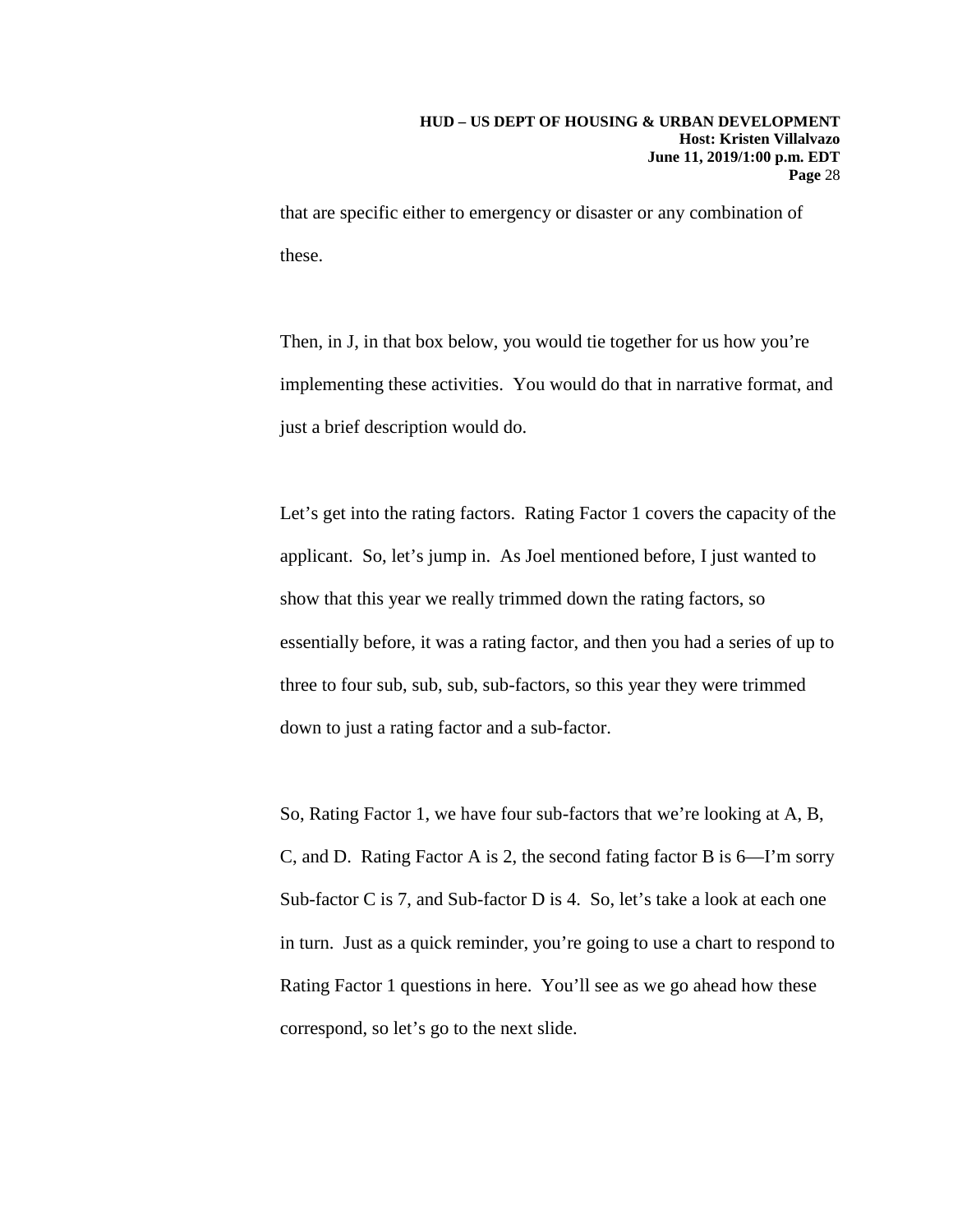that are specific either to emergency or disaster or any combination of these.

Then, in J, in that box below, you would tie together for us how you're implementing these activities. You would do that in narrative format, and just a brief description would do.

Let's get into the rating factors. Rating Factor 1 covers the capacity of the applicant. So, let's jump in. As Joel mentioned before, I just wanted to show that this year we really trimmed down the rating factors, so essentially before, it was a rating factor, and then you had a series of up to three to four sub, sub, sub, sub-factors, so this year they were trimmed down to just a rating factor and a sub-factor.

So, Rating Factor 1, we have four sub-factors that we're looking at A, B, C, and D. Rating Factor A is 2, the second fating factor B is 6—I'm sorry Sub-factor C is 7, and Sub-factor D is 4. So, let's take a look at each one in turn. Just as a quick reminder, you're going to use a chart to respond to Rating Factor 1 questions in here. You'll see as we go ahead how these correspond, so let's go to the next slide.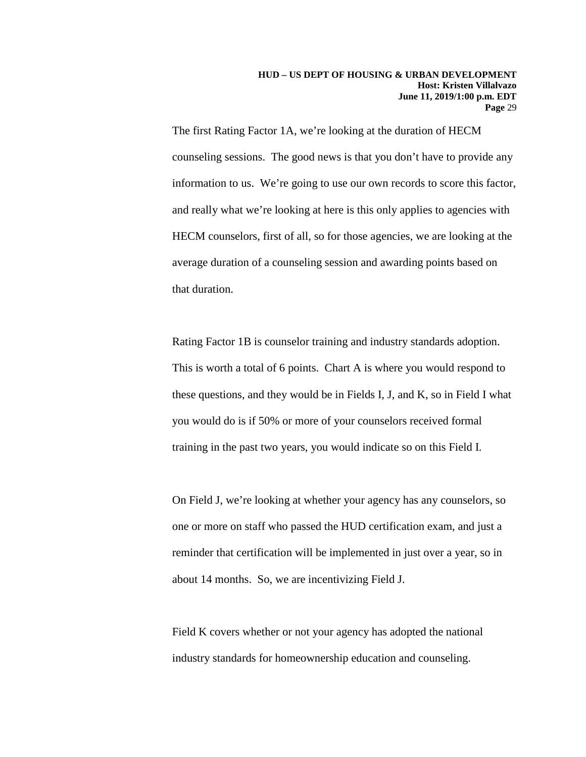The first Rating Factor 1A, we're looking at the duration of HECM counseling sessions. The good news is that you don't have to provide any information to us. We're going to use our own records to score this factor, and really what we're looking at here is this only applies to agencies with HECM counselors, first of all, so for those agencies, we are looking at the average duration of a counseling session and awarding points based on that duration.

Rating Factor 1B is counselor training and industry standards adoption. This is worth a total of 6 points. Chart A is where you would respond to these questions, and they would be in Fields I, J, and K, so in Field I what you would do is if 50% or more of your counselors received formal training in the past two years, you would indicate so on this Field I.

On Field J, we're looking at whether your agency has any counselors, so one or more on staff who passed the HUD certification exam, and just a reminder that certification will be implemented in just over a year, so in about 14 months. So, we are incentivizing Field J.

Field K covers whether or not your agency has adopted the national industry standards for homeownership education and counseling.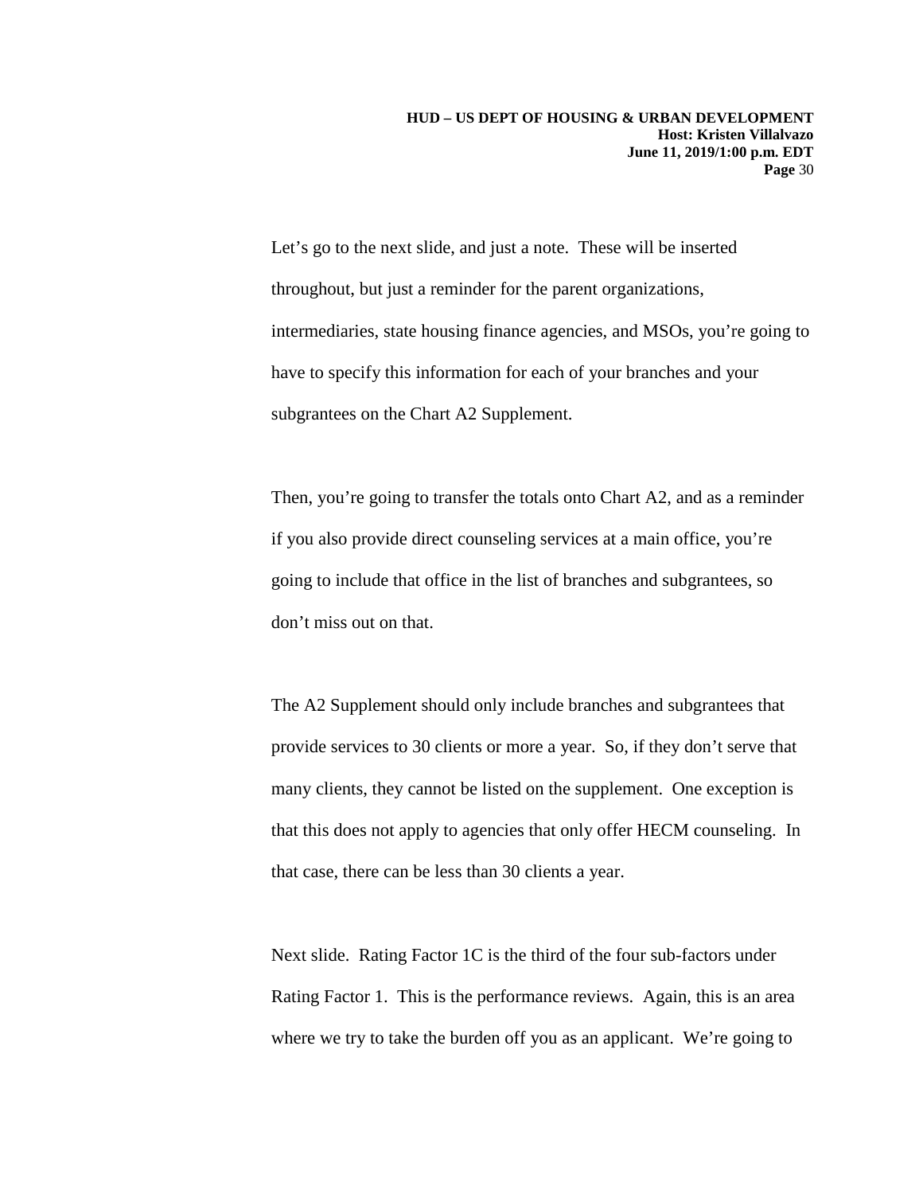Let's go to the next slide, and just a note. These will be inserted throughout, but just a reminder for the parent organizations, intermediaries, state housing finance agencies, and MSOs, you're going to have to specify this information for each of your branches and your subgrantees on the Chart A2 Supplement.

Then, you're going to transfer the totals onto Chart A2, and as a reminder if you also provide direct counseling services at a main office, you're going to include that office in the list of branches and subgrantees, so don't miss out on that.

The A2 Supplement should only include branches and subgrantees that provide services to 30 clients or more a year. So, if they don't serve that many clients, they cannot be listed on the supplement. One exception is that this does not apply to agencies that only offer HECM counseling. In that case, there can be less than 30 clients a year.

Next slide. Rating Factor 1C is the third of the four sub-factors under Rating Factor 1. This is the performance reviews. Again, this is an area where we try to take the burden off you as an applicant. We're going to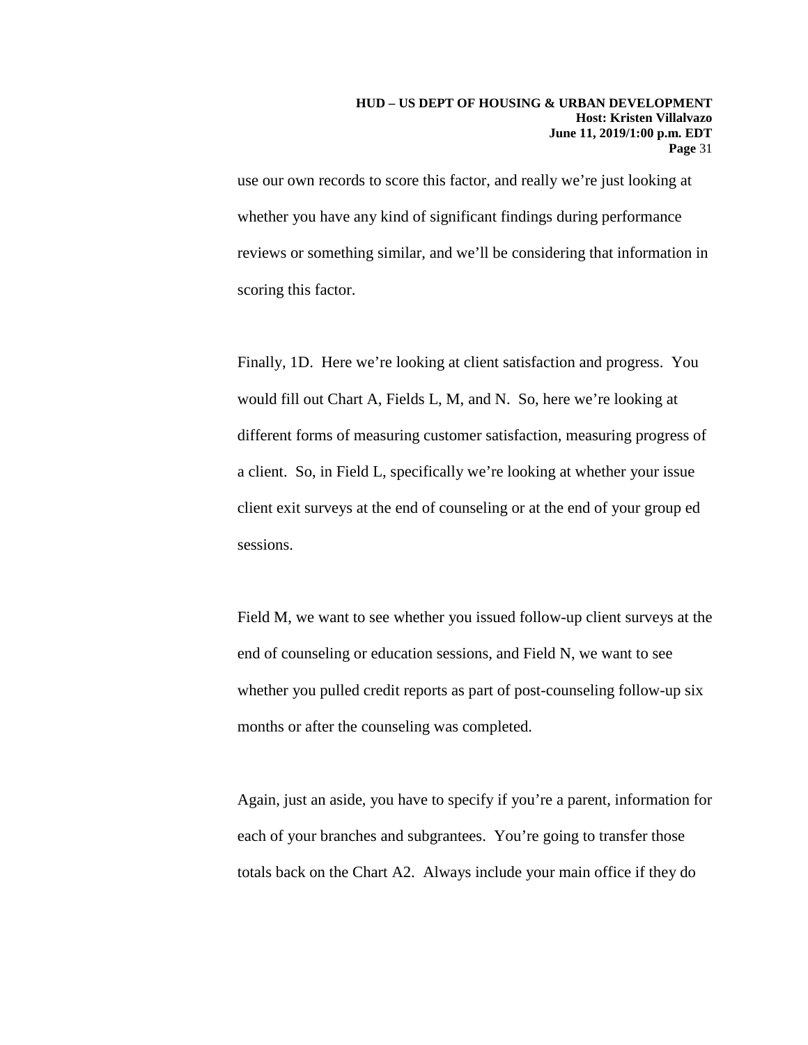use our own records to score this factor, and really we're just looking at whether you have any kind of significant findings during performance reviews or something similar, and we'll be considering that information in scoring this factor.

Finally, 1D. Here we're looking at client satisfaction and progress. You would fill out Chart A, Fields L, M, and N. So, here we're looking at different forms of measuring customer satisfaction, measuring progress of a client. So, in Field L, specifically we're looking at whether your issue client exit surveys at the end of counseling or at the end of your group ed sessions.

Field M, we want to see whether you issued follow-up client surveys at the end of counseling or education sessions, and Field N, we want to see whether you pulled credit reports as part of post-counseling follow-up six months or after the counseling was completed.

Again, just an aside, you have to specify if you're a parent, information for each of your branches and subgrantees. You're going to transfer those totals back on the Chart A2. Always include your main office if they do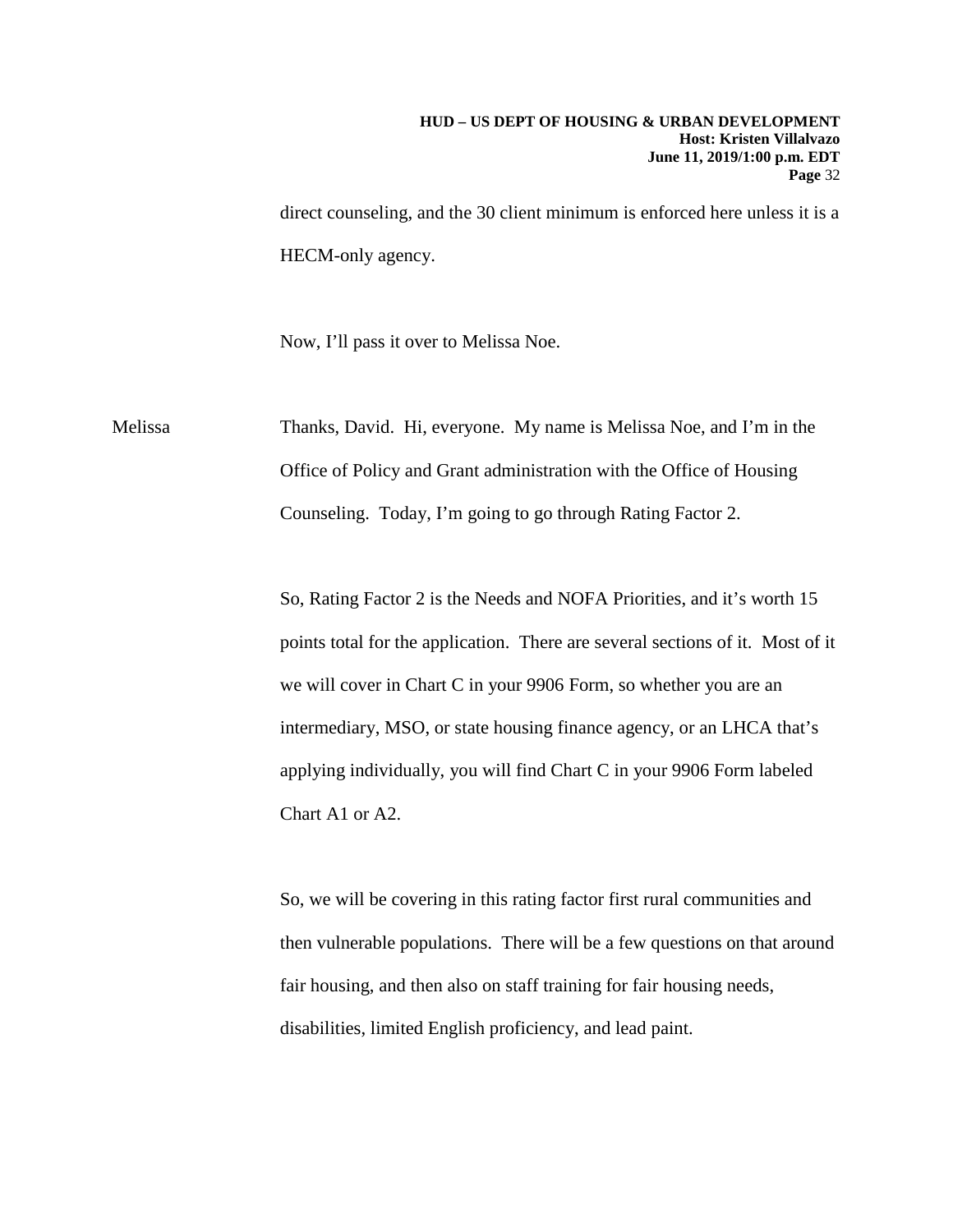direct counseling, and the 30 client minimum is enforced here unless it is a HECM-only agency.

Now, I'll pass it over to Melissa Noe.

Melissa Thanks, David. Hi, everyone. My name is Melissa Noe, and I'm in the Office of Policy and Grant administration with the Office of Housing Counseling. Today, I'm going to go through Rating Factor 2.

So, Rating Factor 2 is the Needs and NOFA Priorities, and it's worth 15 points total for the application. There are several sections of it. Most of it we will cover in Chart C in your 9906 Form, so whether you are an intermediary, MSO, or state housing finance agency, or an LHCA that's applying individually, you will find Chart C in your 9906 Form labeled Chart A1 or A2.

So, we will be covering in this rating factor first rural communities and then vulnerable populations. There will be a few questions on that around fair housing, and then also on staff training for fair housing needs, disabilities, limited English proficiency, and lead paint.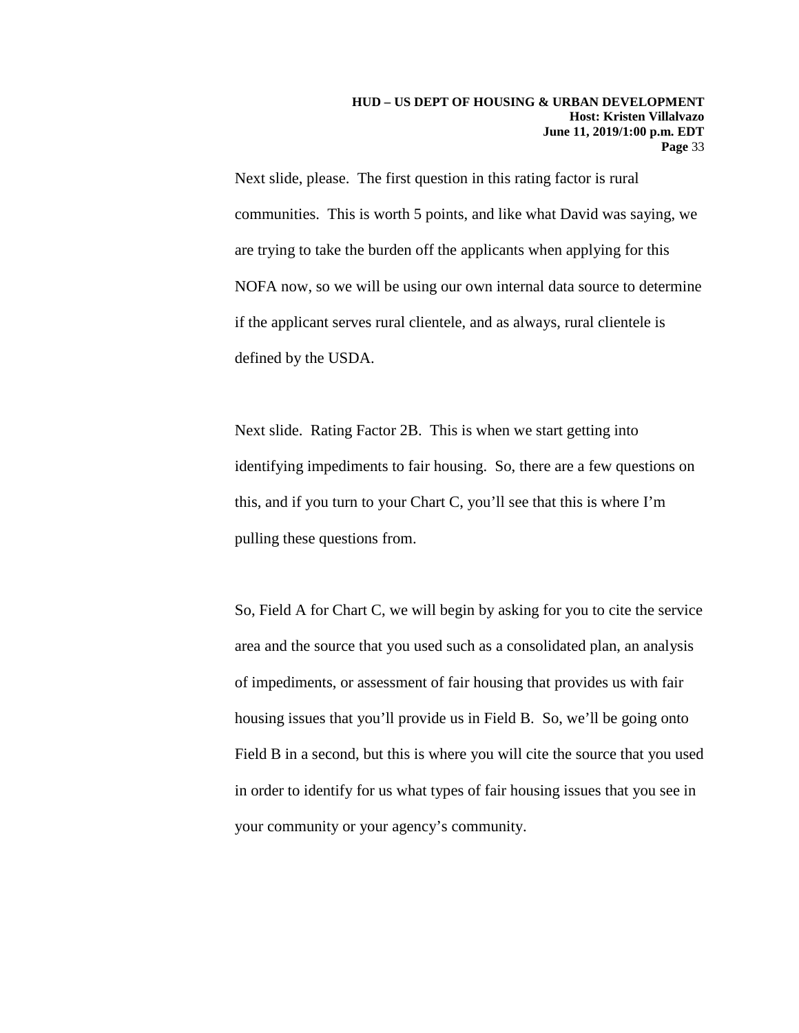Next slide, please. The first question in this rating factor is rural communities. This is worth 5 points, and like what David was saying, we are trying to take the burden off the applicants when applying for this NOFA now, so we will be using our own internal data source to determine if the applicant serves rural clientele, and as always, rural clientele is defined by the USDA.

Next slide. Rating Factor 2B. This is when we start getting into identifying impediments to fair housing. So, there are a few questions on this, and if you turn to your Chart C, you'll see that this is where I'm pulling these questions from.

So, Field A for Chart C, we will begin by asking for you to cite the service area and the source that you used such as a consolidated plan, an analysis of impediments, or assessment of fair housing that provides us with fair housing issues that you'll provide us in Field B. So, we'll be going onto Field B in a second, but this is where you will cite the source that you used in order to identify for us what types of fair housing issues that you see in your community or your agency's community.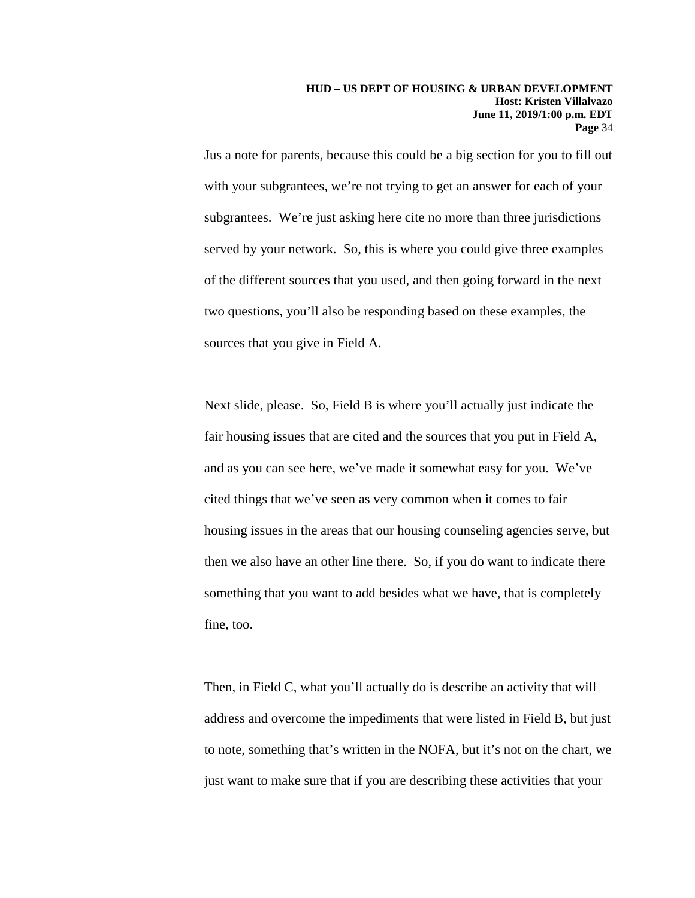Jus a note for parents, because this could be a big section for you to fill out with your subgrantees, we're not trying to get an answer for each of your subgrantees. We're just asking here cite no more than three jurisdictions served by your network. So, this is where you could give three examples of the different sources that you used, and then going forward in the next two questions, you'll also be responding based on these examples, the sources that you give in Field A.

Next slide, please. So, Field B is where you'll actually just indicate the fair housing issues that are cited and the sources that you put in Field A, and as you can see here, we've made it somewhat easy for you. We've cited things that we've seen as very common when it comes to fair housing issues in the areas that our housing counseling agencies serve, but then we also have an other line there. So, if you do want to indicate there something that you want to add besides what we have, that is completely fine, too.

Then, in Field C, what you'll actually do is describe an activity that will address and overcome the impediments that were listed in Field B, but just to note, something that's written in the NOFA, but it's not on the chart, we just want to make sure that if you are describing these activities that your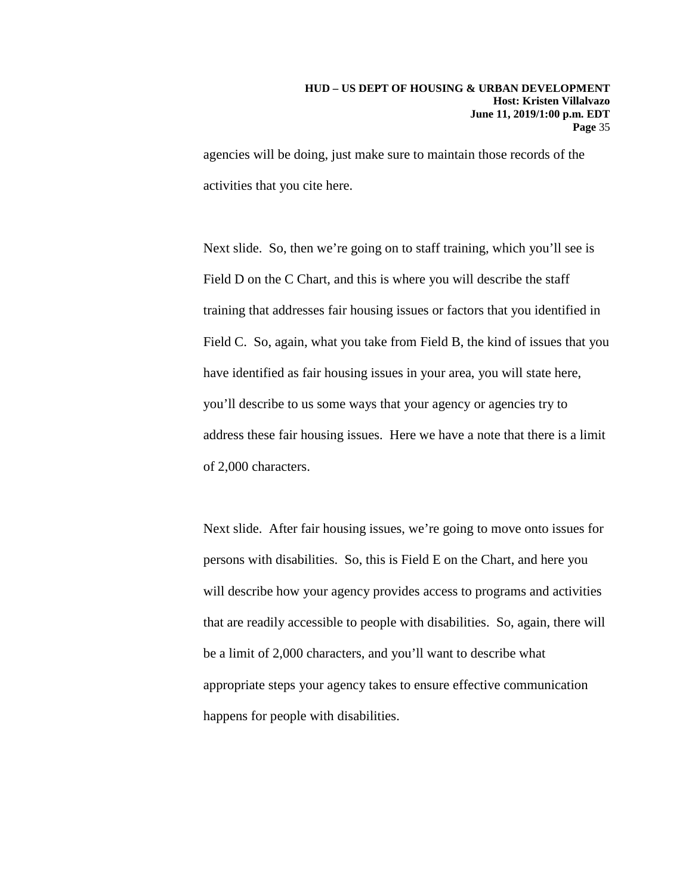agencies will be doing, just make sure to maintain those records of the activities that you cite here.

Next slide. So, then we're going on to staff training, which you'll see is Field D on the C Chart, and this is where you will describe the staff training that addresses fair housing issues or factors that you identified in Field C. So, again, what you take from Field B, the kind of issues that you have identified as fair housing issues in your area, you will state here, you'll describe to us some ways that your agency or agencies try to address these fair housing issues. Here we have a note that there is a limit of 2,000 characters.

Next slide. After fair housing issues, we're going to move onto issues for persons with disabilities. So, this is Field E on the Chart, and here you will describe how your agency provides access to programs and activities that are readily accessible to people with disabilities. So, again, there will be a limit of 2,000 characters, and you'll want to describe what appropriate steps your agency takes to ensure effective communication happens for people with disabilities.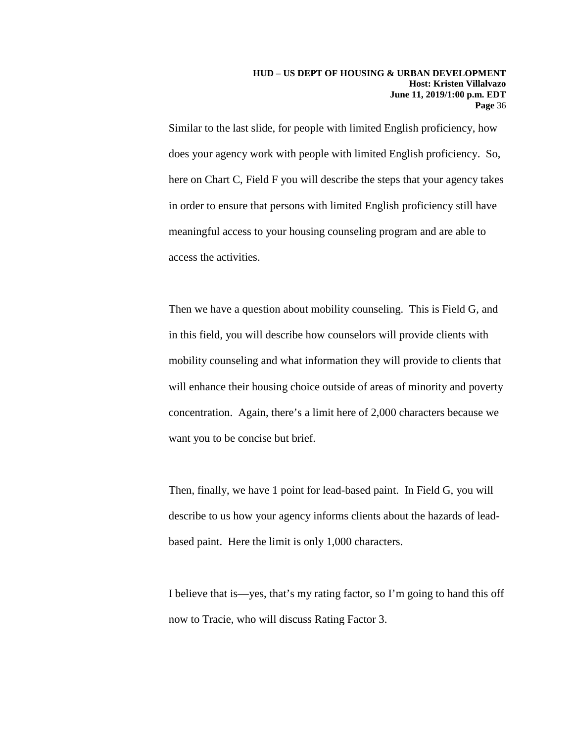Similar to the last slide, for people with limited English proficiency, how does your agency work with people with limited English proficiency. So, here on Chart C, Field F you will describe the steps that your agency takes in order to ensure that persons with limited English proficiency still have meaningful access to your housing counseling program and are able to access the activities.

Then we have a question about mobility counseling. This is Field G, and in this field, you will describe how counselors will provide clients with mobility counseling and what information they will provide to clients that will enhance their housing choice outside of areas of minority and poverty concentration. Again, there's a limit here of 2,000 characters because we want you to be concise but brief.

Then, finally, we have 1 point for lead-based paint. In Field G, you will describe to us how your agency informs clients about the hazards of lead-based paint. Here the limit is only 1,000 characters.

I believe that is—yes, that's my rating factor, so I'm going to hand this off now to Tracie, who will discuss Rating Factor 3.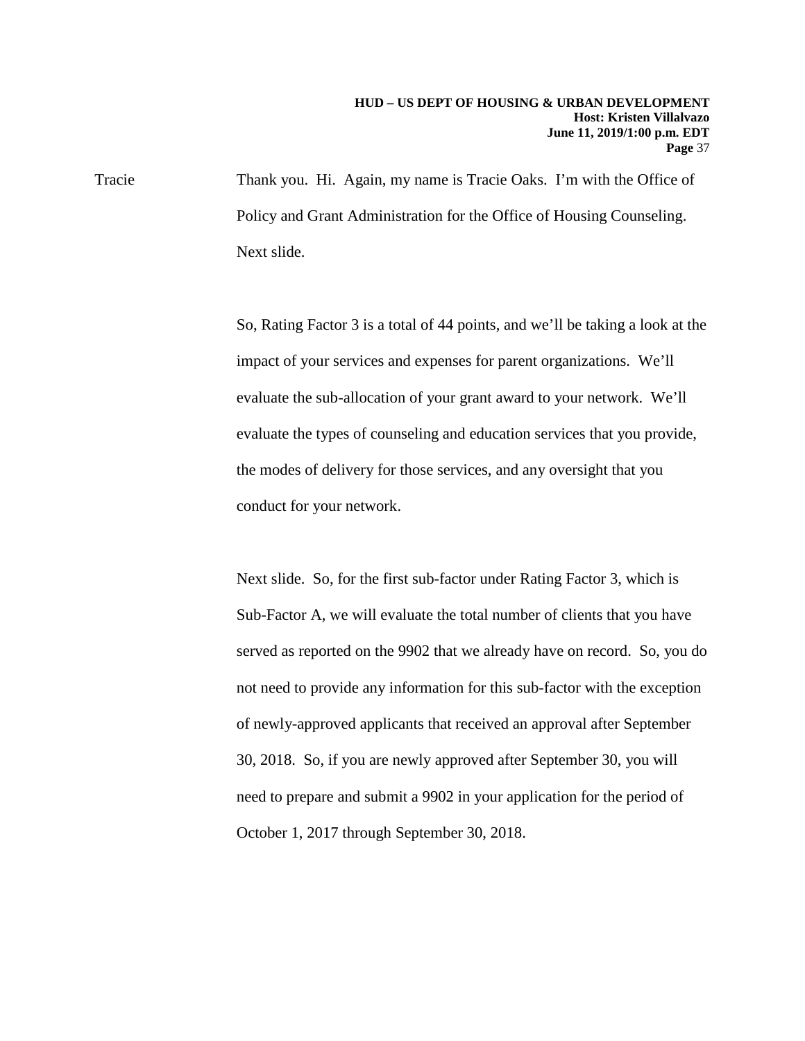Tracie Thank you. Hi. Again, my name is Tracie Oaks. I'm with the Office of Policy and Grant Administration for the Office of Housing Counseling. Next slide.

So, Rating Factor 3 is a total of 44 points, and we'll be taking a look at the impact of your services and expenses for parent organizations. We'll evaluate the sub-allocation of your grant award to your network. We'll evaluate the types of counseling and education services that you provide, the modes of delivery for those services, and any oversight that you conduct for your network.

Next slide. So, for the first sub-factor under Rating Factor 3, which is Sub-Factor A, we will evaluate the total number of clients that you have served as reported on the 9902 that we already have on record. So, you do not need to provide any information for this sub-factor with the exception of newly-approved applicants that received an approval after September 30, 2018. So, if you are newly approved after September 30, you will need to prepare and submit a 9902 in your application for the period of October 1, 2017 through September 30, 2018.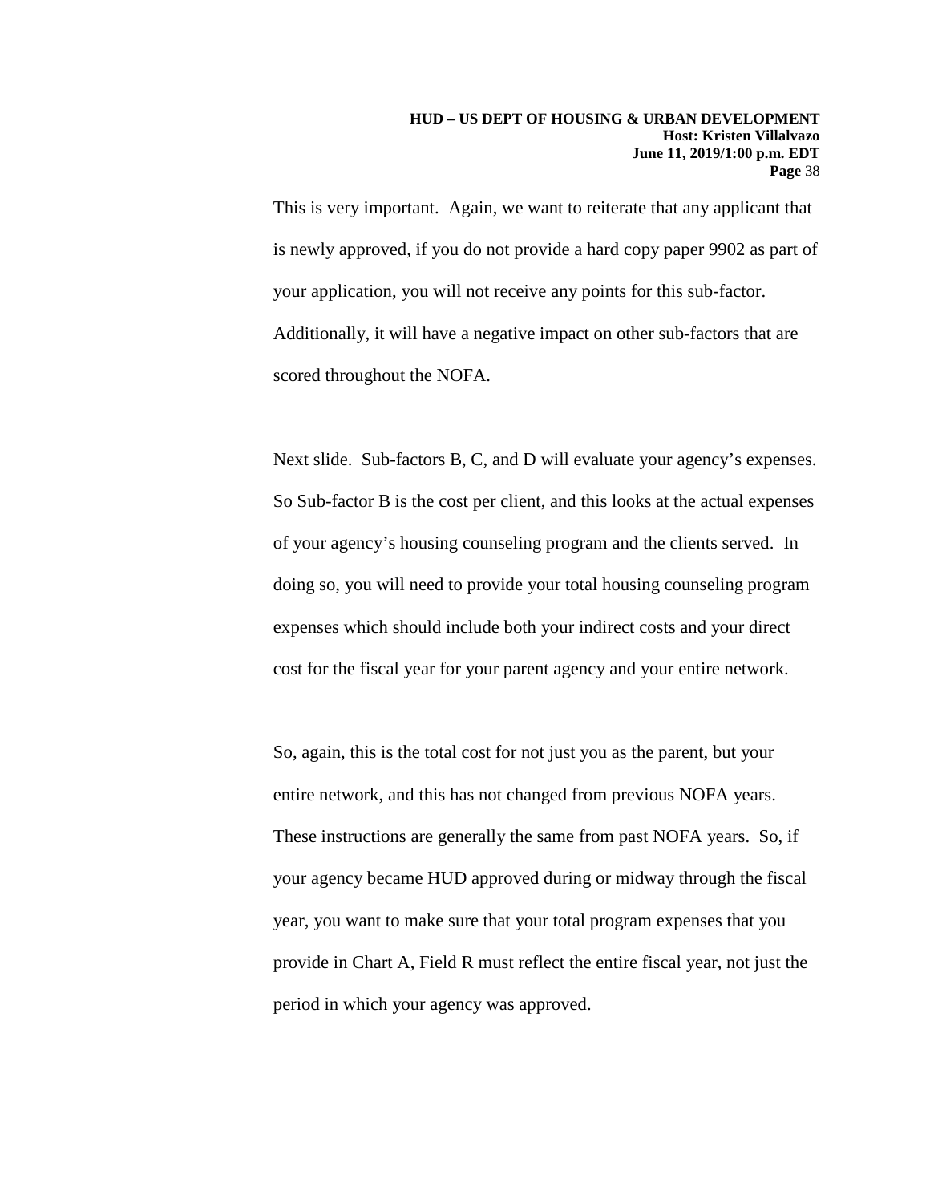This is very important. Again, we want to reiterate that any applicant that is newly approved, if you do not provide a hard copy paper 9902 as part of your application, you will not receive any points for this sub-factor. Additionally, it will have a negative impact on other sub-factors that are scored throughout the NOFA.

Next slide. Sub-factors B, C, and D will evaluate your agency's expenses. So Sub-factor B is the cost per client, and this looks at the actual expenses of your agency's housing counseling program and the clients served. In doing so, you will need to provide your total housing counseling program expenses which should include both your indirect costs and your direct cost for the fiscal year for your parent agency and your entire network.

So, again, this is the total cost for not just you as the parent, but your entire network, and this has not changed from previous NOFA years. These instructions are generally the same from past NOFA years. So, if your agency became HUD approved during or midway through the fiscal year, you want to make sure that your total program expenses that you provide in Chart A, Field R must reflect the entire fiscal year, not just the period in which your agency was approved.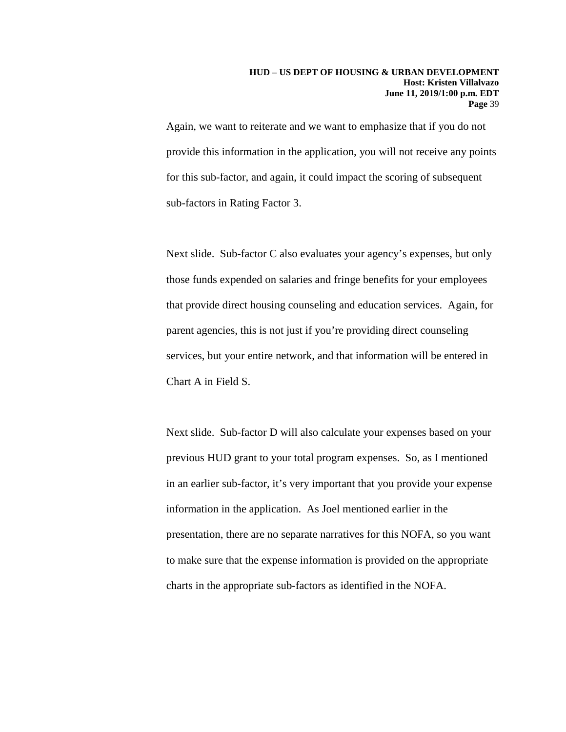Again, we want to reiterate and we want to emphasize that if you do not provide this information in the application, you will not receive any points for this sub-factor, and again, it could impact the scoring of subsequent sub-factors in Rating Factor 3.

Next slide. Sub-factor C also evaluates your agency's expenses, but only those funds expended on salaries and fringe benefits for your employees that provide direct housing counseling and education services. Again, for parent agencies, this is not just if you're providing direct counseling services, but your entire network, and that information will be entered in Chart A in Field S.

Next slide. Sub-factor D will also calculate your expenses based on your previous HUD grant to your total program expenses. So, as I mentioned in an earlier sub-factor, it's very important that you provide your expense information in the application. As Joel mentioned earlier in the presentation, there are no separate narratives for this NOFA, so you want to make sure that the expense information is provided on the appropriate charts in the appropriate sub-factors as identified in the NOFA.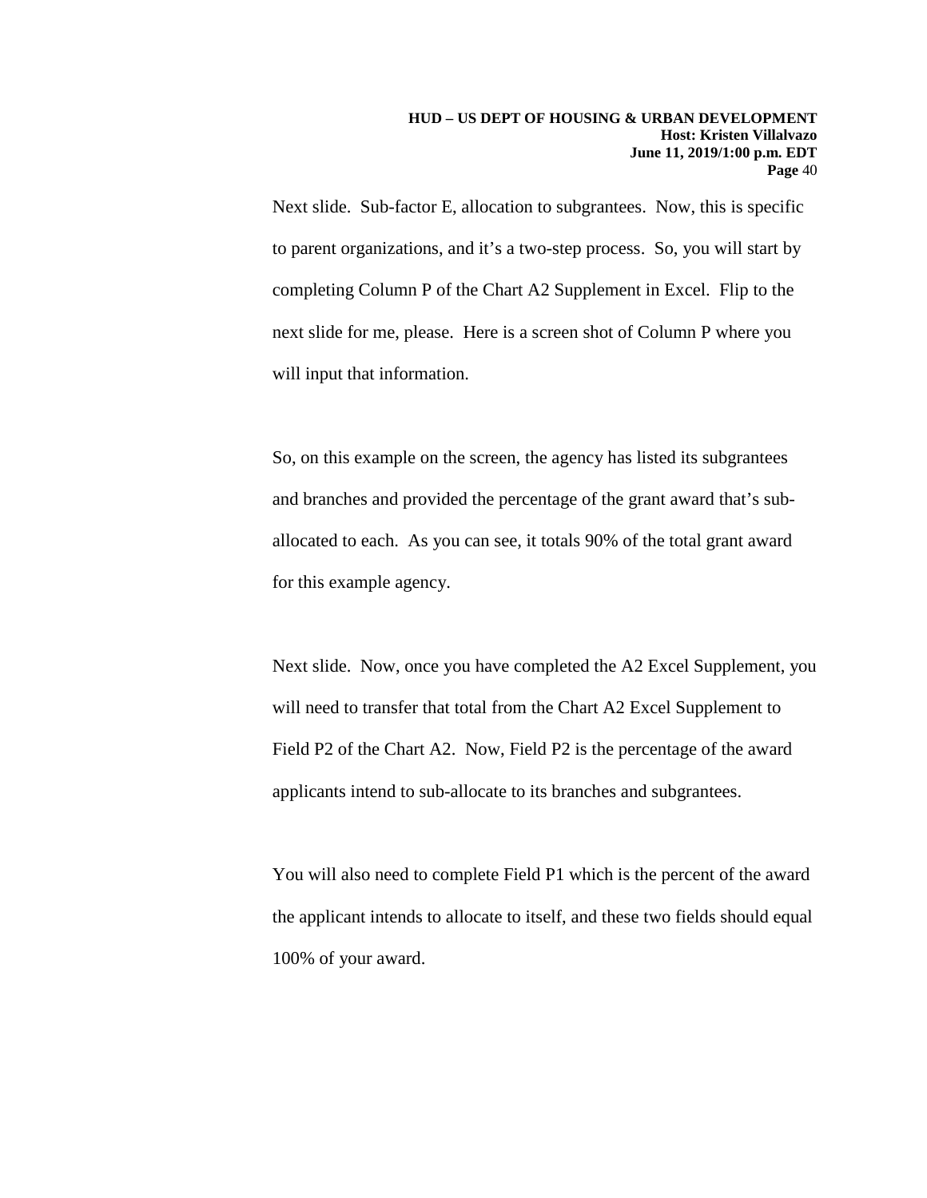Next slide. Sub-factor E, allocation to subgrantees. Now, this is specific to parent organizations, and it's a two-step process. So, you will start by completing Column P of the Chart A2 Supplement in Excel. Flip to the next slide for me, please. Here is a screen shot of Column P where you will input that information.

So, on this example on the screen, the agency has listed its subgrantees and branches and provided the percentage of the grant award that's sub-allocated to each. As you can see, it totals 90% of the total grant award for this example agency.

Next slide. Now, once you have completed the A2 Excel Supplement, you will need to transfer that total from the Chart A2 Excel Supplement to Field P2 of the Chart A2. Now, Field P2 is the percentage of the award applicants intend to sub-allocate to its branches and subgrantees.

You will also need to complete Field P1 which is the percent of the award the applicant intends to allocate to itself, and these two fields should equal 100% of your award.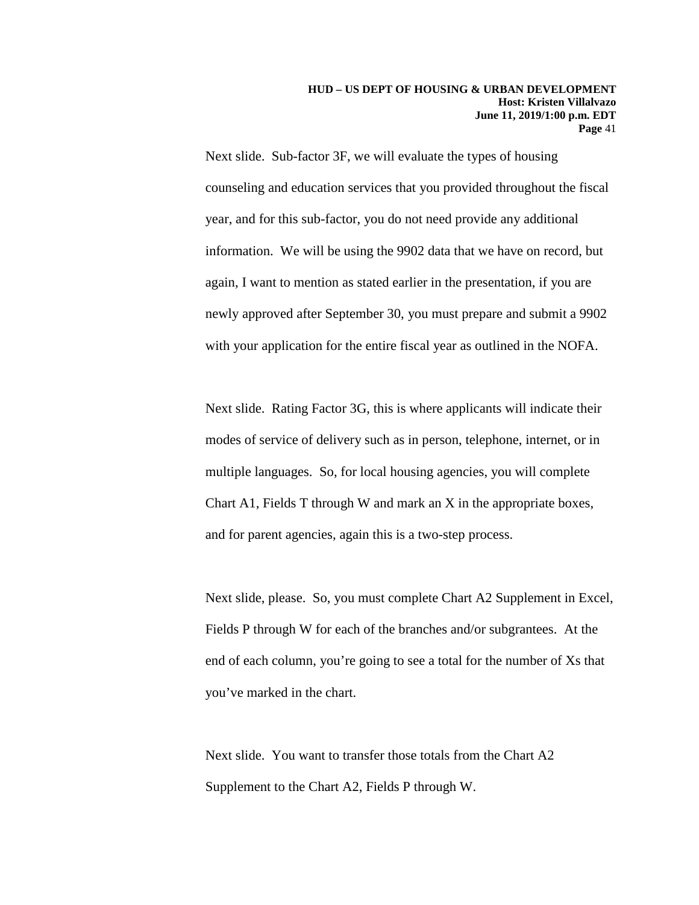Next slide. Sub-factor 3F, we will evaluate the types of housing counseling and education services that you provided throughout the fiscal year, and for this sub-factor, you do not need provide any additional information. We will be using the 9902 data that we have on record, but again, I want to mention as stated earlier in the presentation, if you are newly approved after September 30, you must prepare and submit a 9902 with your application for the entire fiscal year as outlined in the NOFA.

Next slide. Rating Factor 3G, this is where applicants will indicate their modes of service of delivery such as in person, telephone, internet, or in multiple languages. So, for local housing agencies, you will complete Chart A1, Fields T through W and mark an X in the appropriate boxes, and for parent agencies, again this is a two-step process.

Next slide, please. So, you must complete Chart A2 Supplement in Excel, Fields P through W for each of the branches and/or subgrantees. At the end of each column, you're going to see a total for the number of Xs that you've marked in the chart.

Next slide. You want to transfer those totals from the Chart A2 Supplement to the Chart A2, Fields P through W.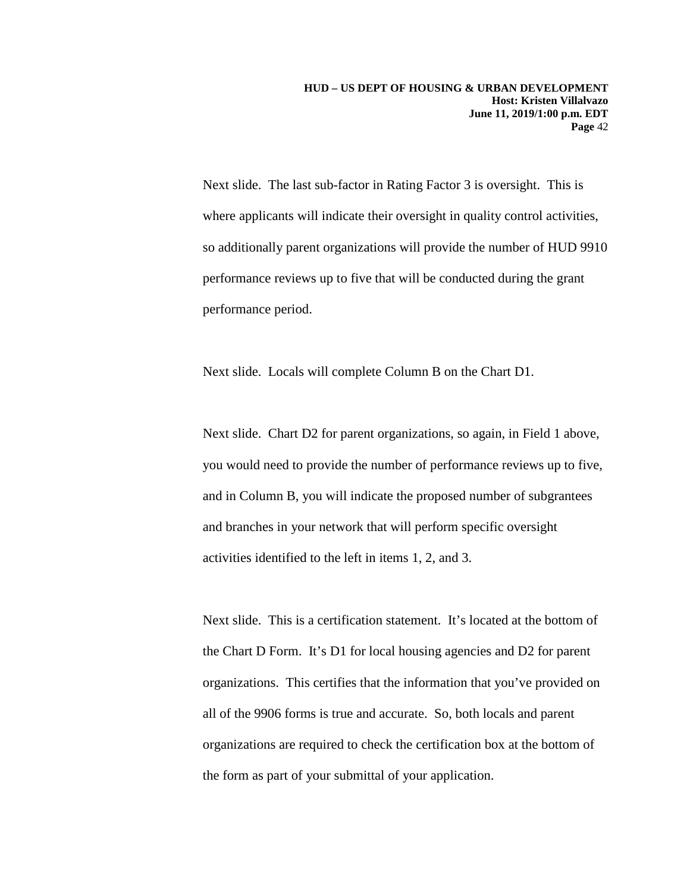Next slide. The last sub-factor in Rating Factor 3 is oversight. This is where applicants will indicate their oversight in quality control activities, so additionally parent organizations will provide the number of HUD 9910 performance reviews up to five that will be conducted during the grant performance period.

Next slide. Locals will complete Column B on the Chart D1.

Next slide. Chart D2 for parent organizations, so again, in Field 1 above, you would need to provide the number of performance reviews up to five, and in Column B, you will indicate the proposed number of subgrantees and branches in your network that will perform specific oversight activities identified to the left in items 1, 2, and 3.

Next slide. This is a certification statement. It's located at the bottom of the Chart D Form. It's D1 for local housing agencies and D2 for parent organizations. This certifies that the information that you've provided on all of the 9906 forms is true and accurate. So, both locals and parent organizations are required to check the certification box at the bottom of the form as part of your submittal of your application.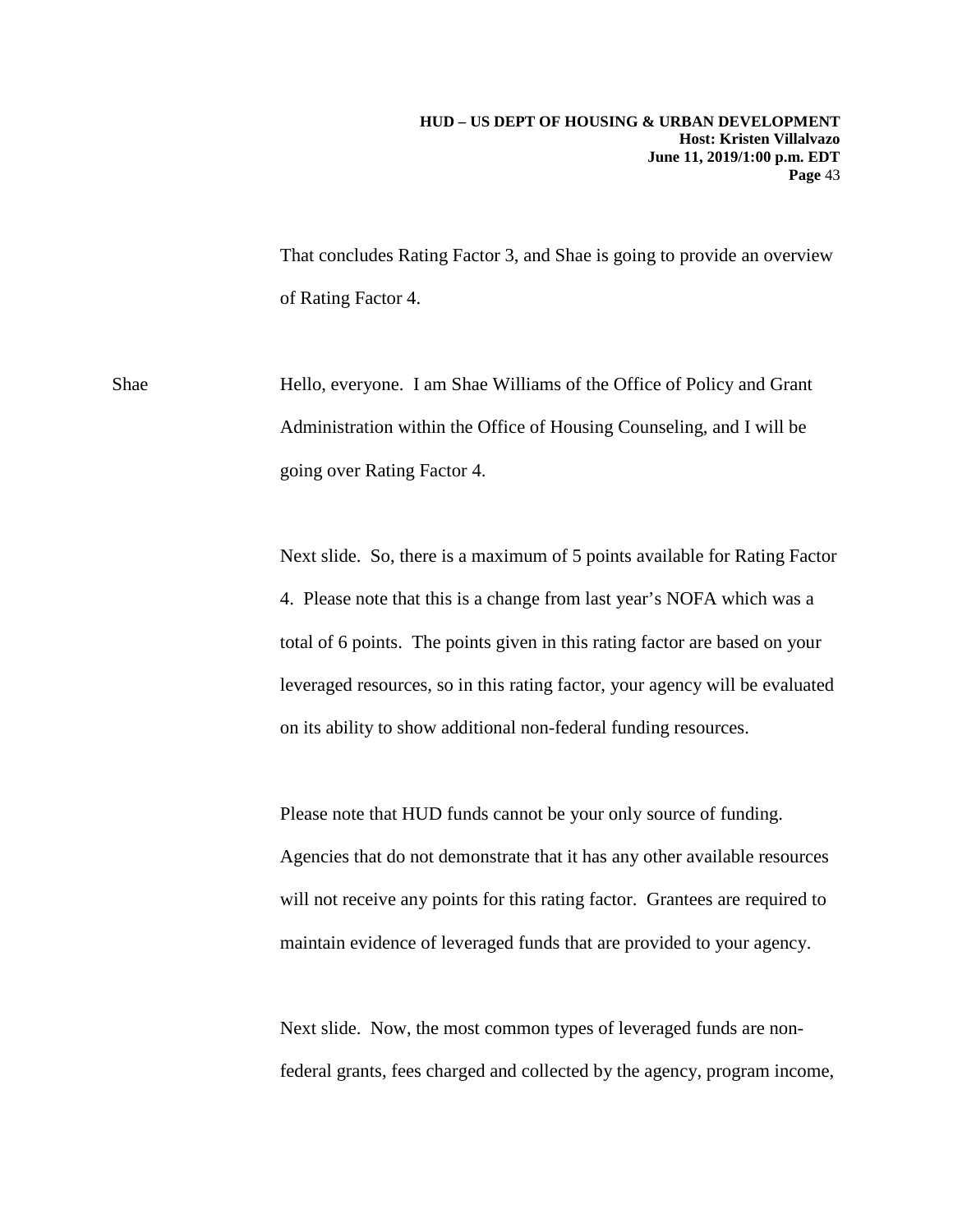That concludes Rating Factor 3, and Shae is going to provide an overview of Rating Factor 4.

Shae Hello, everyone. I am Shae Williams of the Office of Policy and Grant Administration within the Office of Housing Counseling, and I will be going over Rating Factor 4.

Next slide. So, there is a maximum of 5 points available for Rating Factor 4. Please note that this is a change from last year's NOFA which was a total of 6 points. The points given in this rating factor are based on your leveraged resources, so in this rating factor, your agency will be evaluated on its ability to show additional non-federal funding resources.

Please note that HUD funds cannot be your only source of funding. Agencies that do not demonstrate that it has any other available resources will not receive any points for this rating factor. Grantees are required to maintain evidence of leveraged funds that are provided to your agency.

Next slide. Now, the most common types of leveraged funds are non-federal grants, fees charged and collected by the agency, program income,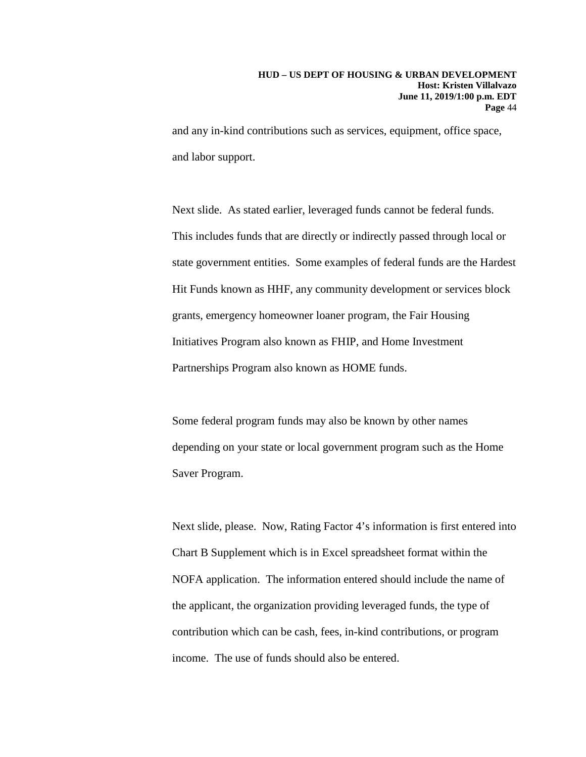and any in-kind contributions such as services, equipment, office space, and labor support.

Next slide. As stated earlier, leveraged funds cannot be federal funds. This includes funds that are directly or indirectly passed through local or state government entities. Some examples of federal funds are the Hardest Hit Funds known as HHF, any community development or services block grants, emergency homeowner loaner program, the Fair Housing Initiatives Program also known as FHIP, and Home Investment Partnerships Program also known as HOME funds.

Some federal program funds may also be known by other names depending on your state or local government program such as the Home Saver Program.

Next slide, please. Now, Rating Factor 4's information is first entered into Chart B Supplement which is in Excel spreadsheet format within the NOFA application. The information entered should include the name of the applicant, the organization providing leveraged funds, the type of contribution which can be cash, fees, in-kind contributions, or program income. The use of funds should also be entered.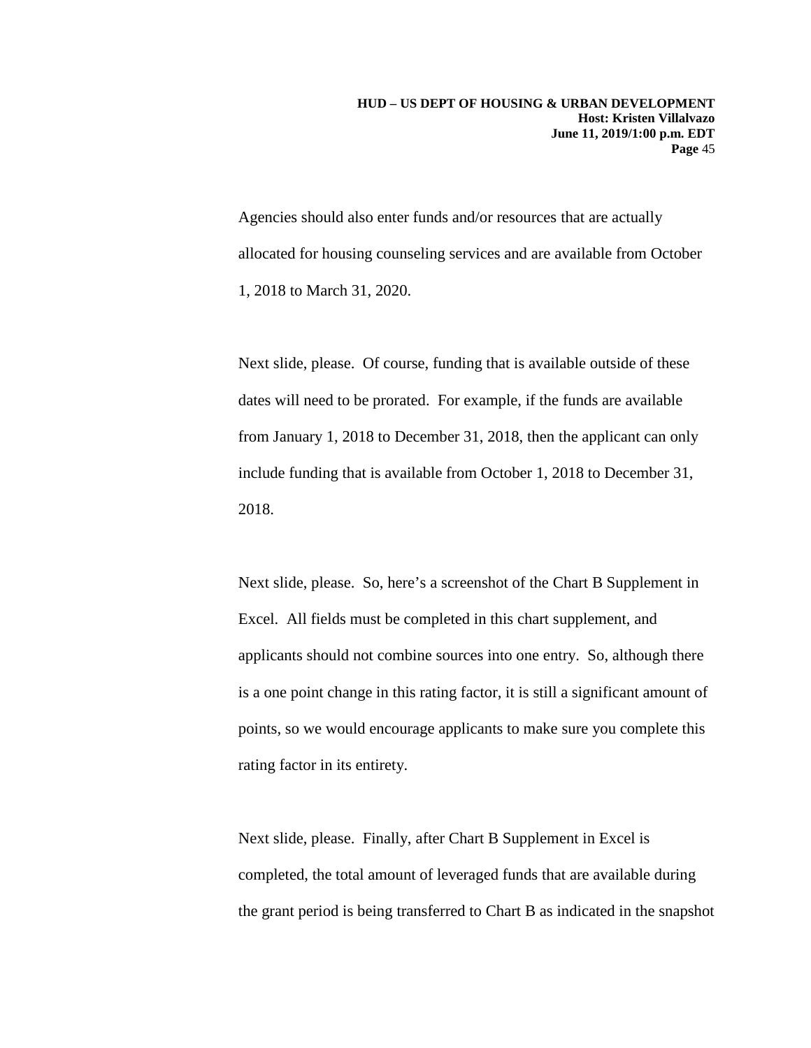Agencies should also enter funds and/or resources that are actually allocated for housing counseling services and are available from October 1, 2018 to March 31, 2020.

Next slide, please. Of course, funding that is available outside of these dates will need to be prorated. For example, if the funds are available from January 1, 2018 to December 31, 2018, then the applicant can only include funding that is available from October 1, 2018 to December 31, 2018.

Next slide, please. So, here's a screenshot of the Chart B Supplement in Excel. All fields must be completed in this chart supplement, and applicants should not combine sources into one entry. So, although there is a one point change in this rating factor, it is still a significant amount of points, so we would encourage applicants to make sure you complete this rating factor in its entirety.

Next slide, please. Finally, after Chart B Supplement in Excel is completed, the total amount of leveraged funds that are available during the grant period is being transferred to Chart B as indicated in the snapshot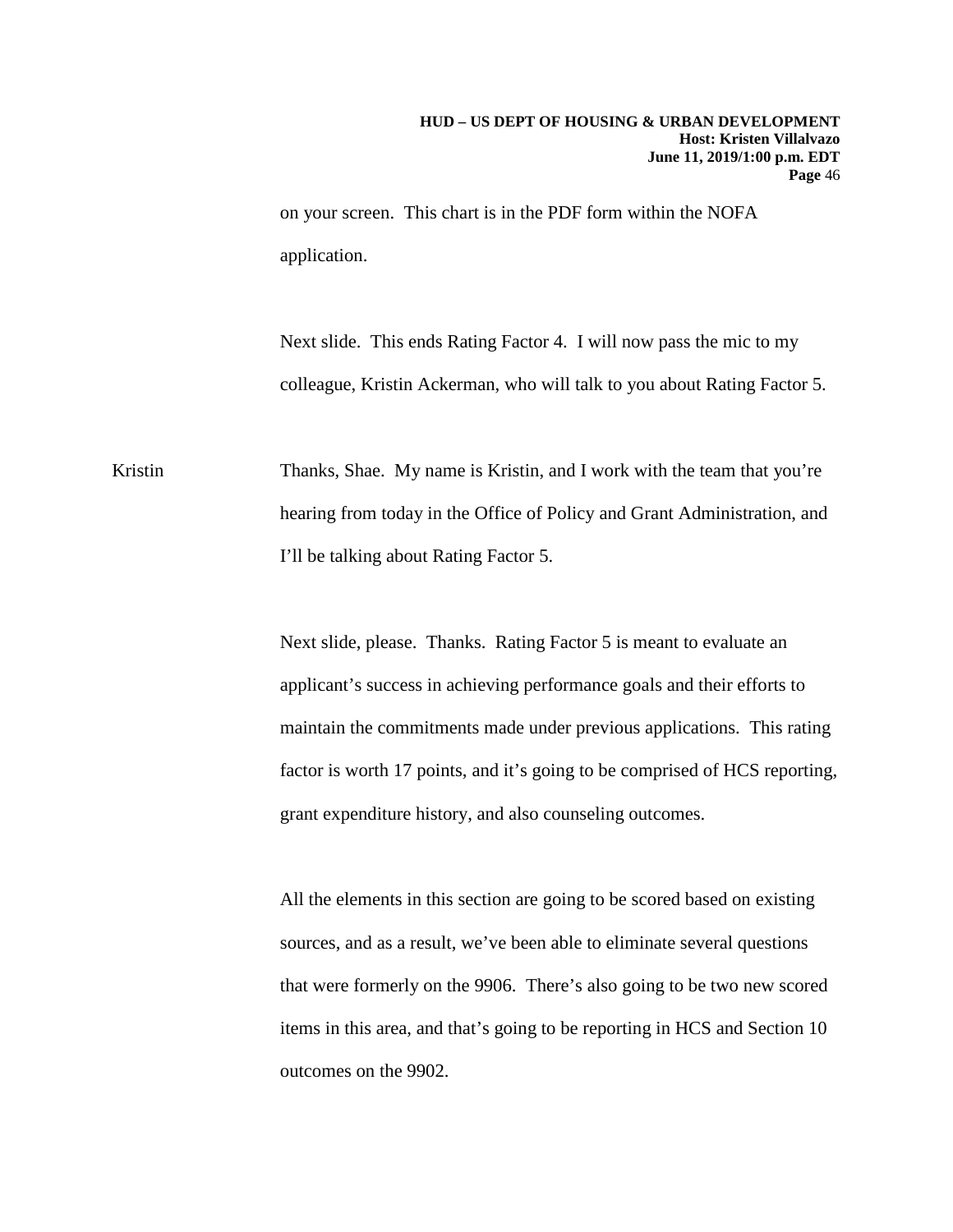on your screen. This chart is in the PDF form within the NOFA application.

Next slide. This ends Rating Factor 4. I will now pass the mic to my colleague, Kristin Ackerman, who will talk to you about Rating Factor 5.

Kristin: Thanks, Shae. My name is Kristin, and I work with the team that you're hearing from today in the Office of Policy and Grant Administration, and I'll be talking about Rating Factor 5.

Next slide, please. Thanks. Rating Factor 5 is meant to evaluate an applicant's success in achieving performance goals and their efforts to maintain the commitments made under previous applications. This rating factor is worth 17 points, and it's going to be comprised of HCS reporting, grant expenditure history, and also counseling outcomes.

All the elements in this section are going to be scored based on existing sources, and as a result, we've been able to eliminate several questions that were formerly on the 9906. There's also going to be two new scored items in this area, and that's going to be reporting in HCS and Section 10 outcomes on the 9902.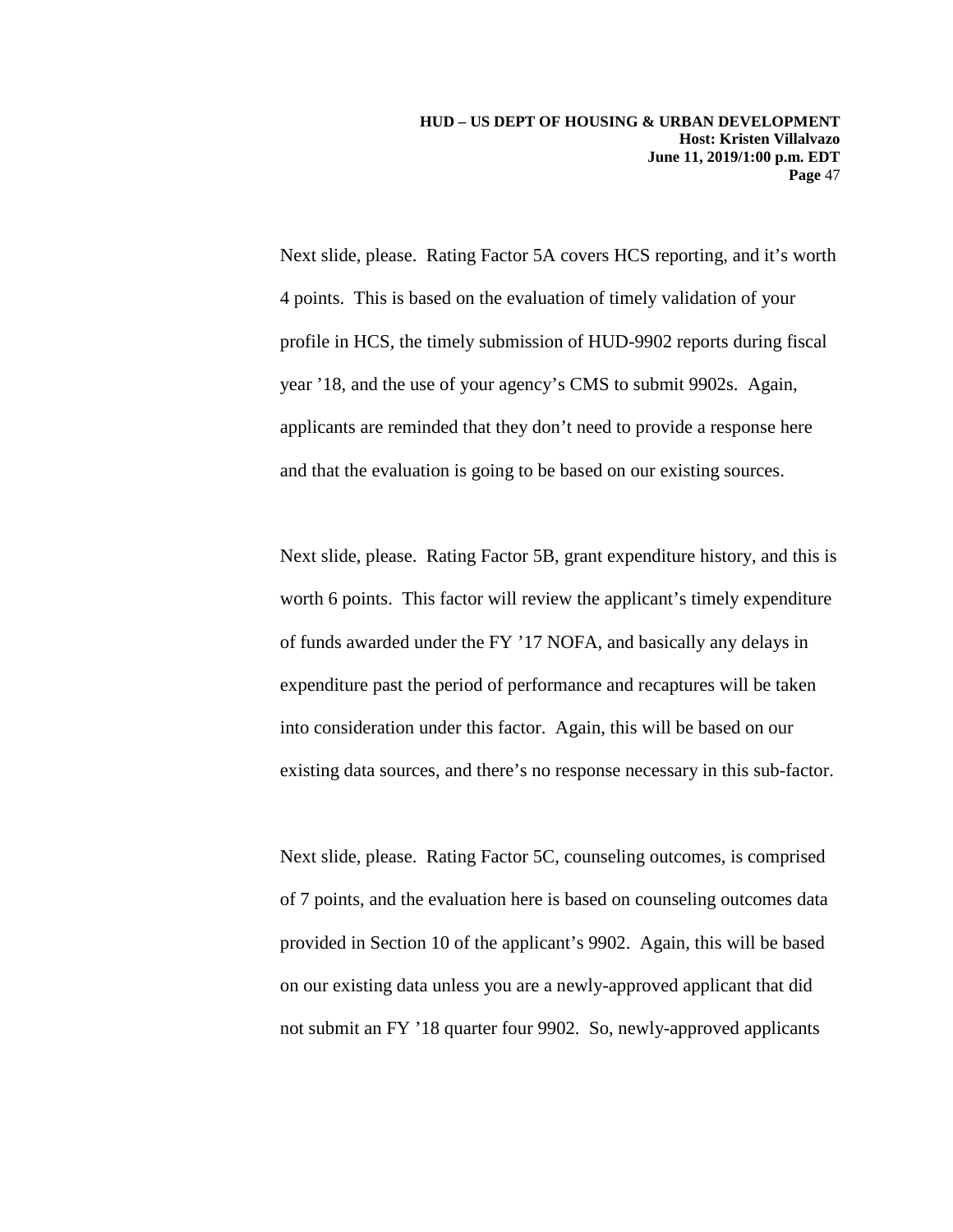Next slide, please. Rating Factor 5A covers HCS reporting, and it's worth 4 points. This is based on the evaluation of timely validation of your profile in HCS, the timely submission of HUD-9902 reports during fiscal year '18, and the use of your agency's CMS to submit 9902s. Again, applicants are reminded that they don't need to provide a response here and that the evaluation is going to be based on our existing sources.

Next slide, please. Rating Factor 5B, grant expenditure history, and this is worth 6 points. This factor will review the applicant's timely expenditure of funds awarded under the FY '17 NOFA, and basically any delays in expenditure past the period of performance and recaptures will be taken into consideration under this factor. Again, this will be based on our existing data sources, and there's no response necessary in this sub-factor.

Next slide, please. Rating Factor 5C, counseling outcomes, is comprised of 7 points, and the evaluation here is based on counseling outcomes data provided in Section 10 of the applicant's 9902. Again, this will be based on our existing data unless you are a newly-approved applicant that did not submit an FY '18 quarter four 9902. So, newly-approved applicants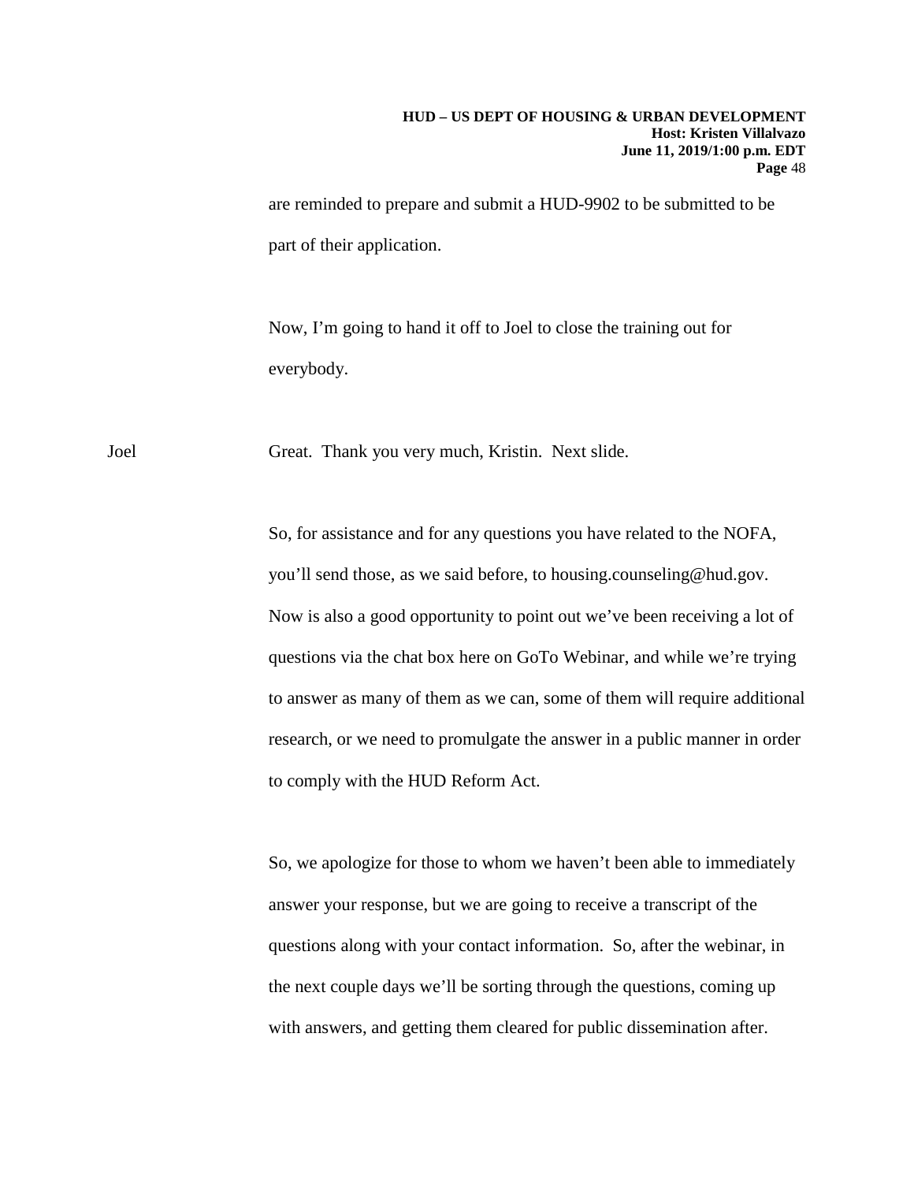are reminded to prepare and submit a HUD-9902 to be submitted to be part of their application.

Now, I'm going to hand it off to Joel to close the training out for everybody.

Joel Great. Thank you very much, Kristin. Next slide.

So, for assistance and for any questions you have related to the NOFA, you'll send those, as we said before, to housing.counseling@hud.gov. Now is also a good opportunity to point out we've been receiving a lot of questions via the chat box here on GoTo Webinar, and while we're trying to answer as many of them as we can, some of them will require additional research, or we need to promulgate the answer in a public manner in order to comply with the HUD Reform Act.

So, we apologize for those to whom we haven't been able to immediately answer your response, but we are going to receive a transcript of the questions along with your contact information. So, after the webinar, in the next couple days we'll be sorting through the questions, coming up with answers, and getting them cleared for public dissemination after.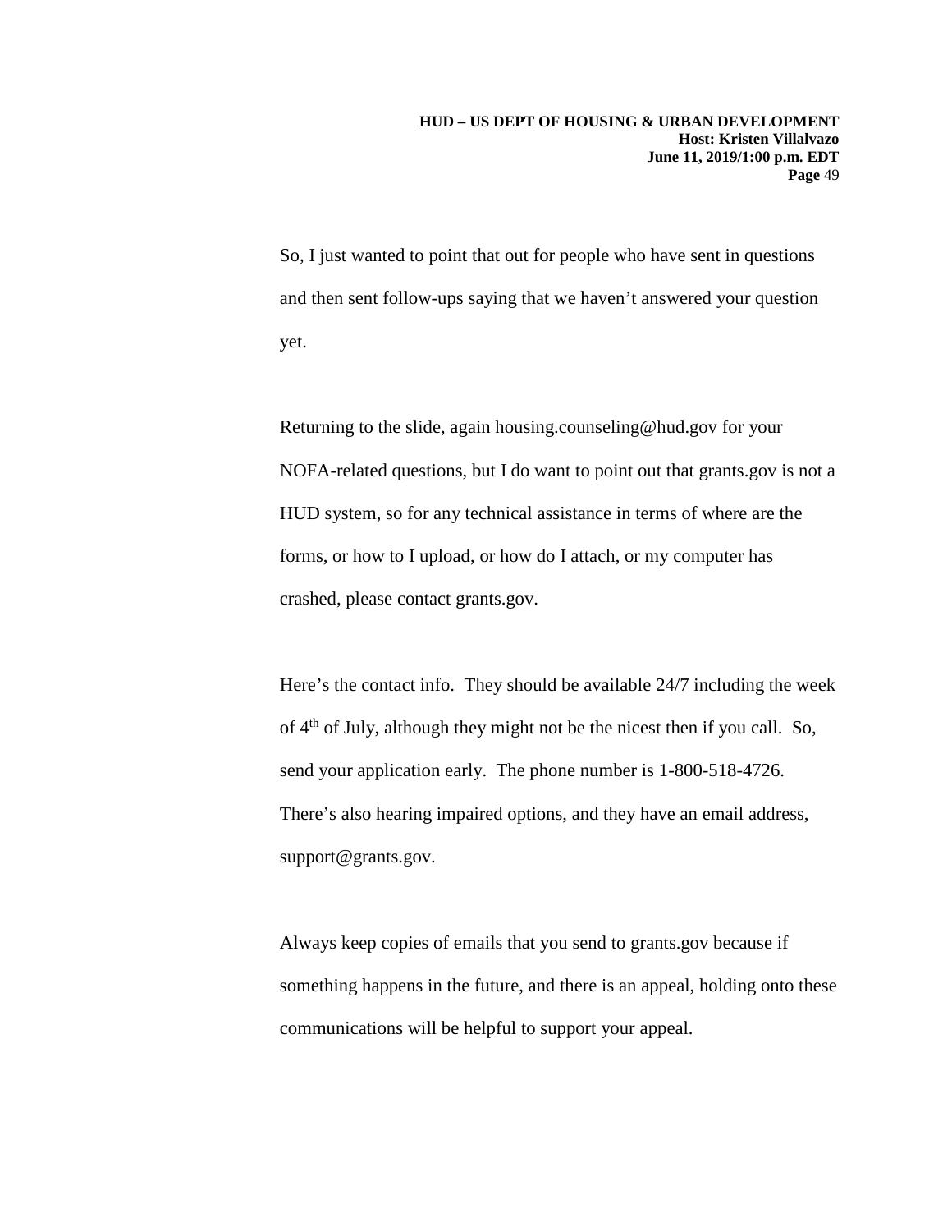So, I just wanted to point that out for people who have sent in questions and then sent follow-ups saying that we haven't answered your question yet.

Returning to the slide, again housing.counseling@hud.gov for your NOFA-related questions, but I do want to point out that grants.gov is not a HUD system, so for any technical assistance in terms of where are the forms, or how to I upload, or how do I attach, or my computer has crashed, please contact grants.gov.

Here's the contact info. They should be available 24/7 including the week of 4th of July, although they might not be the nicest then if you call. So, send your application early. The phone number is 1-800-518-4726. There's also hearing impaired options, and they have an email address, support@grants.gov.

Always keep copies of emails that you send to grants.gov because if something happens in the future, and there is an appeal, holding onto these communications will be helpful to support your appeal.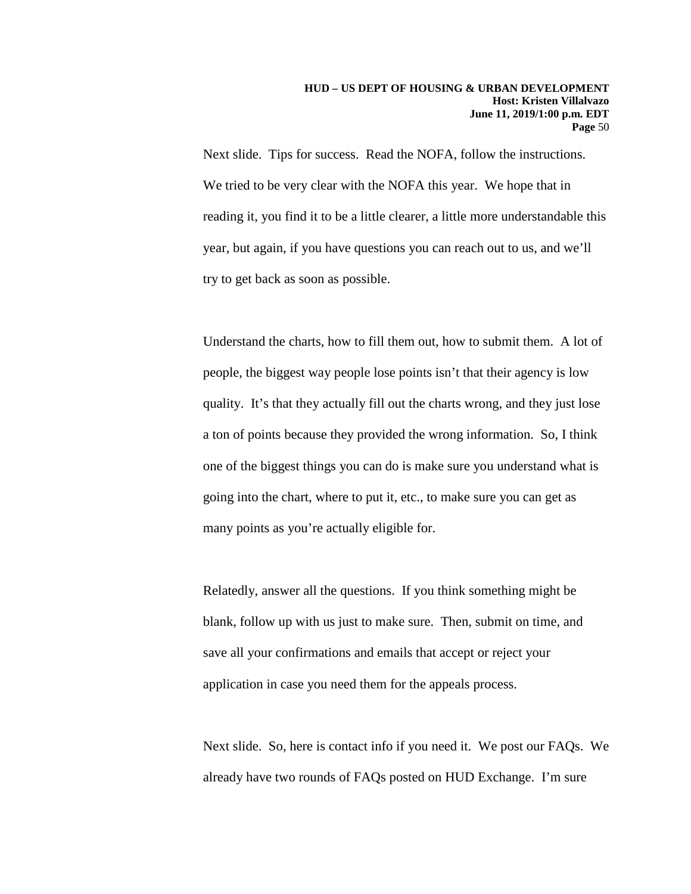Next slide. Tips for success. Read the NOFA, follow the instructions. We tried to be very clear with the NOFA this year. We hope that in reading it, you find it to be a little clearer, a little more understandable this year, but again, if you have questions you can reach out to us, and we'll try to get back as soon as possible.

Understand the charts, how to fill them out, how to submit them. A lot of people, the biggest way people lose points isn't that their agency is low quality. It's that they actually fill out the charts wrong, and they just lose a ton of points because they provided the wrong information. So, I think one of the biggest things you can do is make sure you understand what is going into the chart, where to put it, etc., to make sure you can get as many points as you're actually eligible for.

Relatedly, answer all the questions. If you think something might be blank, follow up with us just to make sure. Then, submit on time, and save all your confirmations and emails that accept or reject your application in case you need them for the appeals process.

Next slide. So, here is contact info if you need it. We post our FAQs. We already have two rounds of FAQs posted on HUD Exchange. I'm sure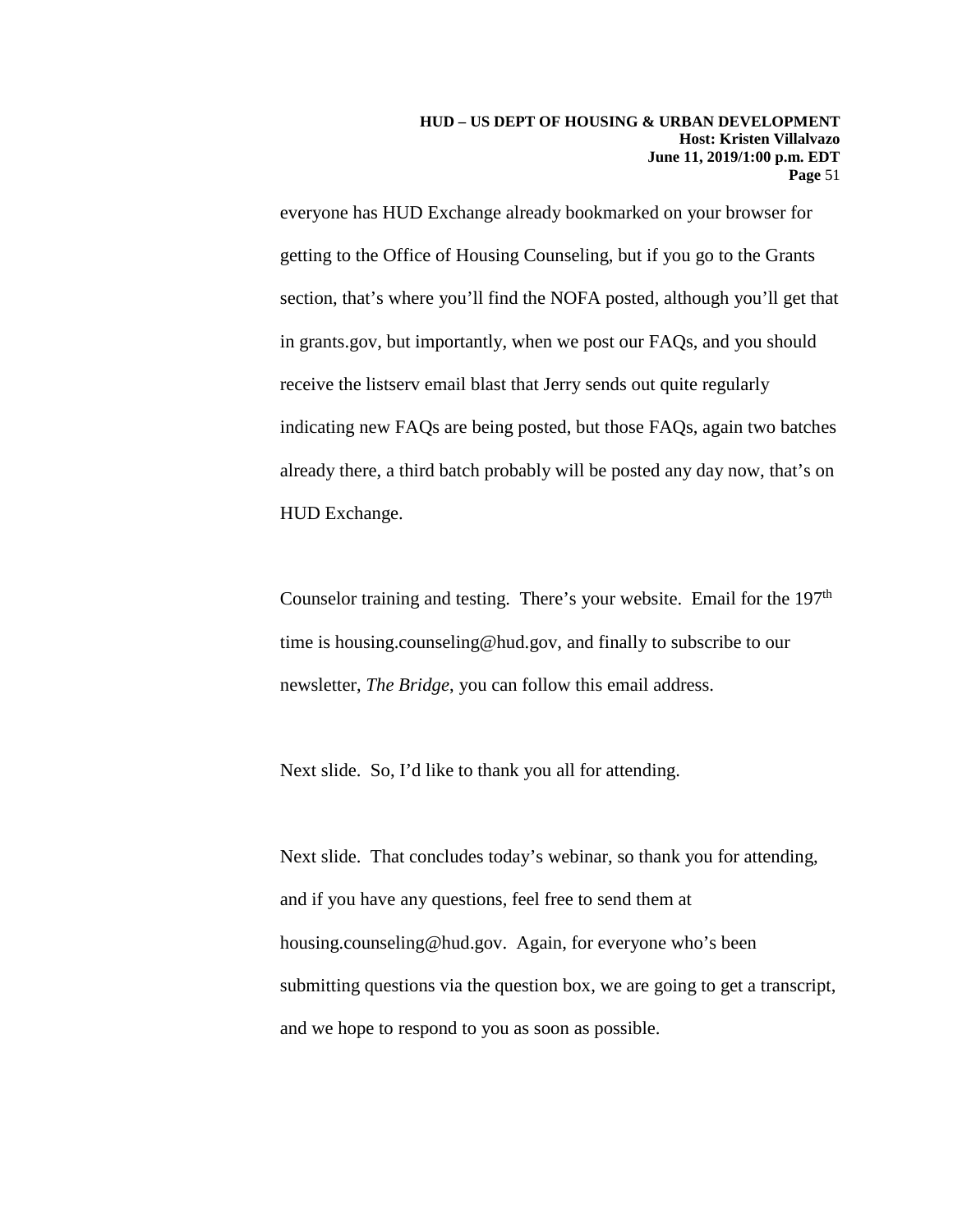everyone has HUD Exchange already bookmarked on your browser for getting to the Office of Housing Counseling, but if you go to the Grants section, that's where you'll find the NOFA posted, although you'll get that in grants.gov, but importantly, when we post our FAQs, and you should receive the listserv email blast that Jerry sends out quite regularly indicating new FAQs are being posted, but those FAQs, again two batches already there, a third batch probably will be posted any day now, that's on HUD Exchange.

Counselor training and testing. There's your website. Email for the 197th time is housing.counseling@hud.gov, and finally to subscribe to our newsletter, *The Bridge*, you can follow this email address.

Next slide. So, I'd like to thank you all for attending.

Next slide. That concludes today's webinar, so thank you for attending, and if you have any questions, feel free to send them at housing.counseling@hud.gov. Again, for everyone who's been submitting questions via the question box, we are going to get a transcript, and we hope to respond to you as soon as possible.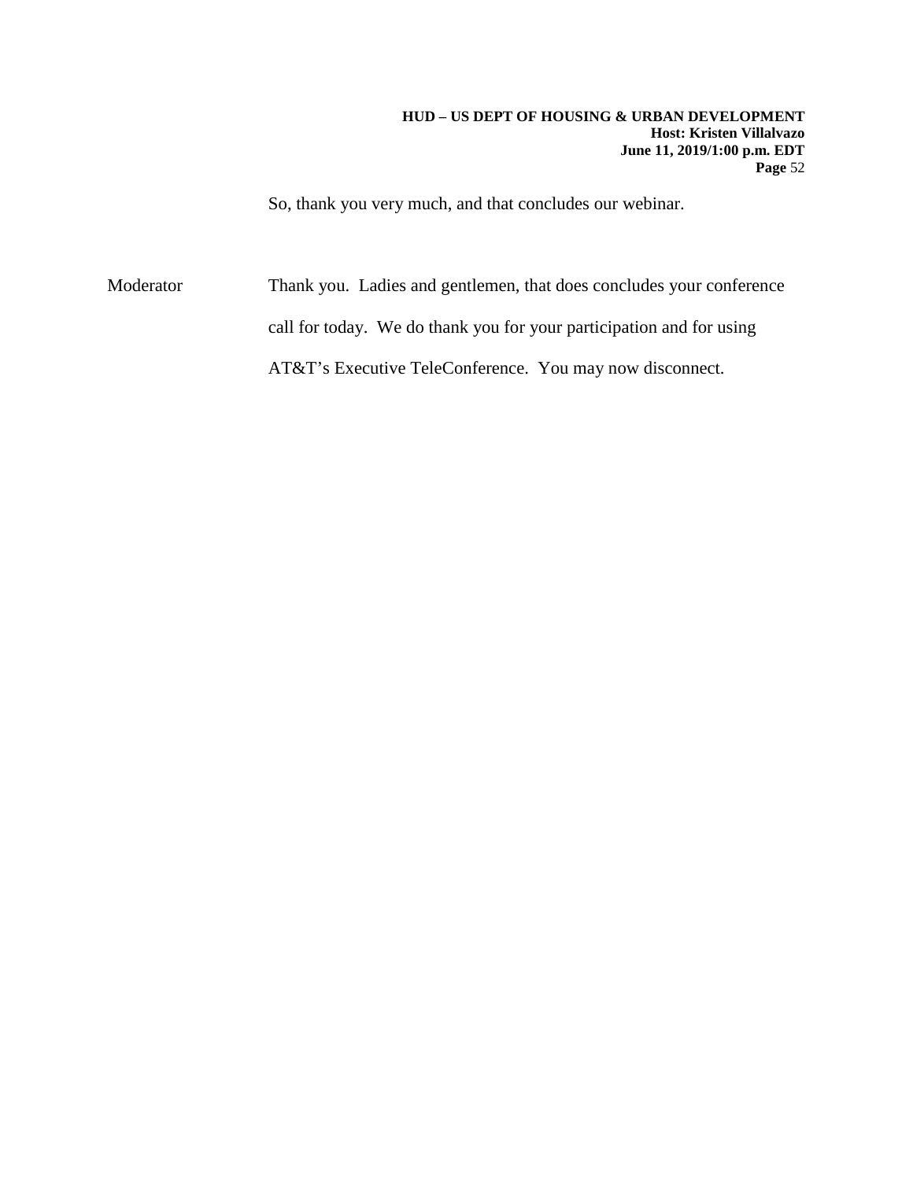So, thank you very much, and that concludes our webinar.

Moderator Thank you. Ladies and gentlemen, that does concludes your conference call for today. We do thank you for your participation and for using AT&T’s Executive TeleConference. You may now disconnect.